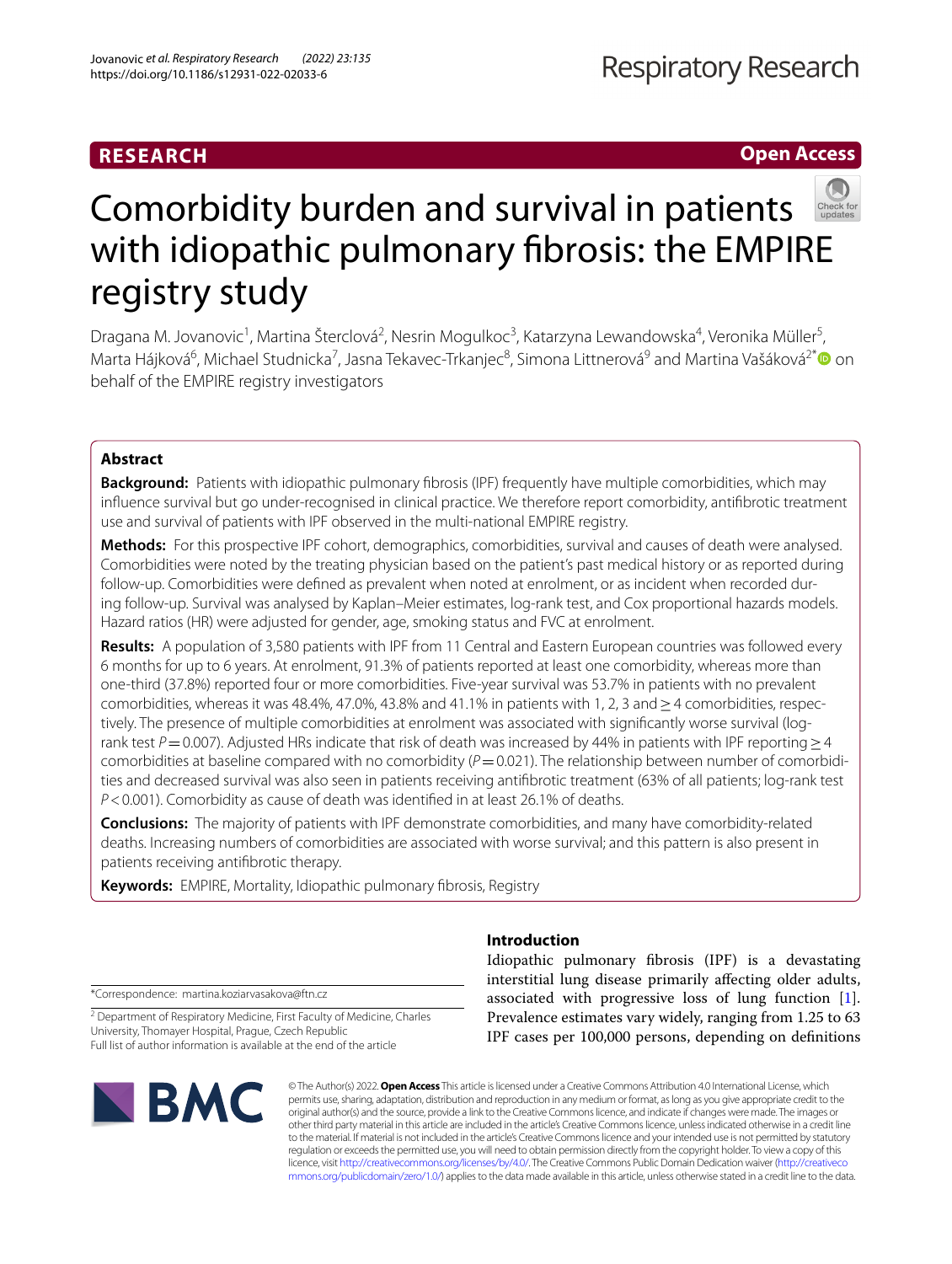RESEARCH

Open Access

# Comorbidity burden and survival in patients with idiopathic pulmonary fibrosis: the EMPIRE registry study

Dragana M. Jovanovic[1], Martina Šterclová[2], Nesrin Mogulkoc[3], Katarzyna Lewandowska[4], Veronika Müller[5], Marta Hájková[6], Michael Studnicka[7], Jasna Tekavec-Trkanjec[8], Simona Littnerová[9] and Martina Vašáková[2*] on behalf of the EMPIRE registry investigators

## Abstract

**Background:** Patients with idiopathic pulmonary fibrosis (IPF) frequently have multiple comorbidities, which may influence survival but go under-recognised in clinical practice. We therefore report comorbidity, antifibrotic treatment use and survival of patients with IPF observed in the multi-national EMPIRE registry.

**Methods:** For this prospective IPF cohort, demographics, comorbidities, survival and causes of death were analysed. Comorbidities were noted by the treating physician based on the patient's past medical history or as reported during follow-up. Comorbidities were defined as prevalent when noted at enrolment, or as incident when recorded during follow-up. Survival was analysed by Kaplan–Meier estimates, log-rank test, and Cox proportional hazards models. Hazard ratios (HR) were adjusted for gender, age, smoking status and FVC at enrolment.

**Results:** A population of 3,580 patients with IPF from 11 Central and Eastern European countries was followed every 6 months for up to 6 years. At enrolment, 91.3% of patients reported at least one comorbidity, whereas more than one-third (37.8%) reported four or more comorbidities. Five-year survival was 53.7% in patients with no prevalent comorbidities, whereas it was 48.4%, 47.0%, 43.8% and 41.1% in patients with 1, 2, 3 and ≥ 4 comorbidities, respectively. The presence of multiple comorbidities at enrolment was associated with significantly worse survival (log-rank test $P = 0.007$). Adjusted HRs indicate that risk of death was increased by 44% in patients with IPF reporting ≥ 4 comorbidities at baseline compared with no comorbidity ($P = 0.021$). The relationship between number of comorbidities and decreased survival was also seen in patients receiving antifibrotic treatment (63% of all patients; log-rank test $P < 0.001$). Comorbidity as cause of death was identified in at least 26.1% of deaths.

**Conclusions:** The majority of patients with IPF demonstrate comorbidities, and many have comorbidity-related deaths. Increasing numbers of comorbidities are associated with worse survival; and this pattern is also present in patients receiving antifibrotic therapy.

**Keywords:** EMPIRE, Mortality, Idiopathic pulmonary fibrosis, Registry

## Introduction

Idiopathic pulmonary fibrosis (IPF) is a devastating interstitial lung disease primarily affecting older adults, associated with progressive loss of lung function [1]. Prevalence estimates vary widely, ranging from 1.25 to 63 IPF cases per 100,000 persons, depending on definitions

*Correspondence: martina.koziarvasakova@ftn.cz

[2] Department of Respiratory Medicine, First Faculty of Medicine, Charles University, Thomayer Hospital, Prague, Czech Republic
Full list of author information is available at the end of the article

© The Author(s) 2022. **Open Access** This article is licensed under a Creative Commons Attribution 4.0 International License, which permits use, sharing, adaptation, distribution and reproduction in any medium or format, as long as you give appropriate credit to the original author(s) and the source, provide a link to the Creative Commons licence, and indicate if changes were made. The images or other third party material in this article are included in the article's Creative Commons licence, unless indicated otherwise in a credit line to the material. If material is not included in the article's Creative Commons licence and your intended use is not permitted by statutory regulation or exceeds the permitted use, you will need to obtain permission directly from the copyright holder. To view a copy of this licence, visit http://creativecommons.org/licenses/by/4.0/. The Creative Commons Public Domain Dedication waiver (http://creativecommons.org/publicdomain/zero/1.0/) applies to the data made available in this article, unless otherwise stated in a credit line to the data.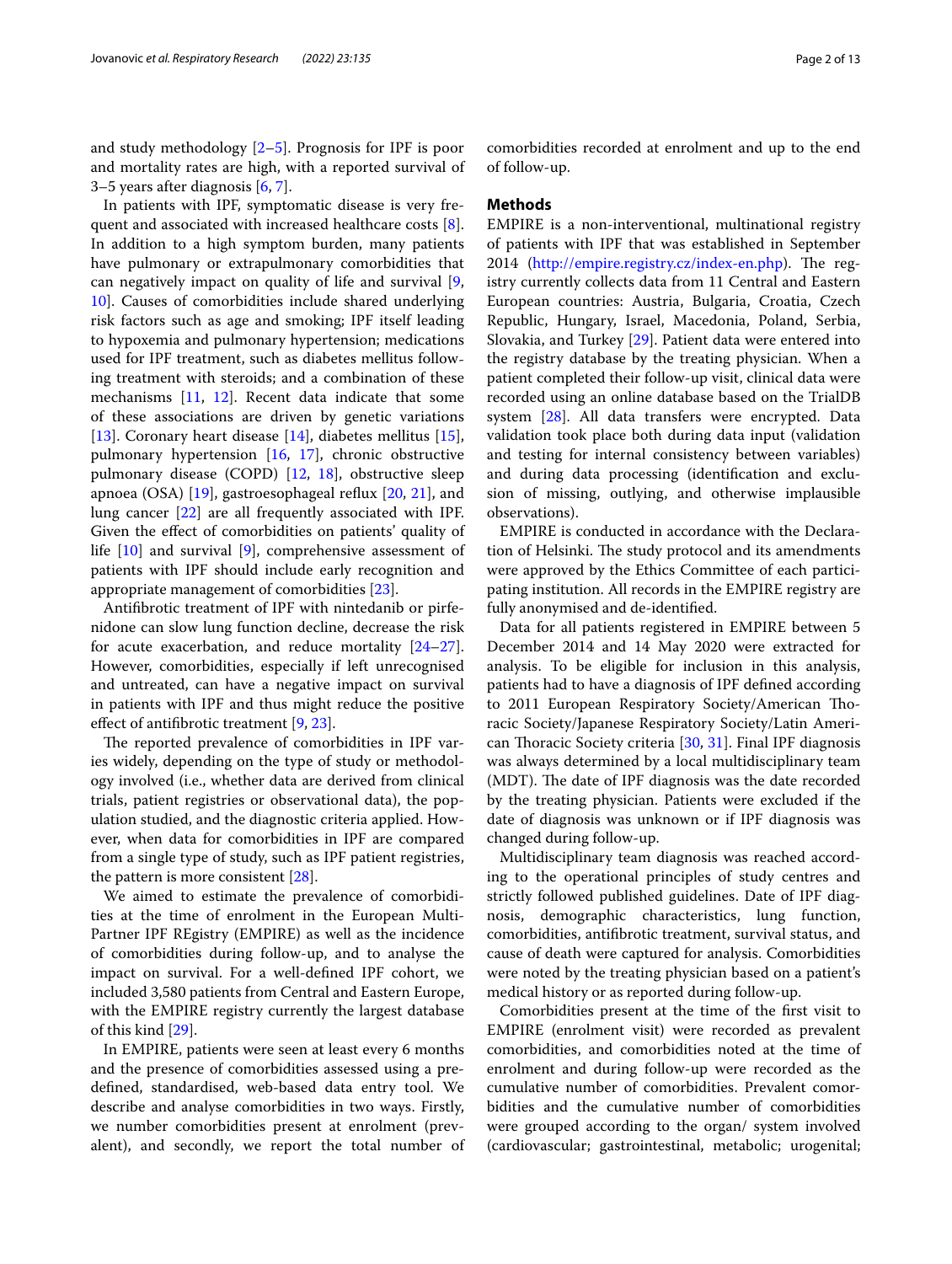and study methodology [2–5]. Prognosis for IPF is poor and mortality rates are high, with a reported survival of 3–5 years after diagnosis [6, 7].

In patients with IPF, symptomatic disease is very frequent and associated with increased healthcare costs [8]. In addition to a high symptom burden, many patients have pulmonary or extrapulmonary comorbidities that can negatively impact on quality of life and survival [9, 10]. Causes of comorbidities include shared underlying risk factors such as age and smoking; IPF itself leading to hypoxemia and pulmonary hypertension; medications used for IPF treatment, such as diabetes mellitus following treatment with steroids; and a combination of these mechanisms [11, 12]. Recent data indicate that some of these associations are driven by genetic variations [13]. Coronary heart disease [14], diabetes mellitus [15], pulmonary hypertension [16, 17], chronic obstructive pulmonary disease (COPD) [12, 18], obstructive sleep apnoea (OSA) [19], gastroesophageal reflux [20, 21], and lung cancer [22] are all frequently associated with IPF. Given the effect of comorbidities on patients' quality of life [10] and survival [9], comprehensive assessment of patients with IPF should include early recognition and appropriate management of comorbidities [23].

Antifibrotic treatment of IPF with nintedanib or pirfenidone can slow lung function decline, decrease the risk for acute exacerbation, and reduce mortality [24–27]. However, comorbidities, especially if left unrecognised and untreated, can have a negative impact on survival in patients with IPF and thus might reduce the positive effect of antifibrotic treatment [9, 23].

The reported prevalence of comorbidities in IPF varies widely, depending on the type of study or methodology involved (i.e., whether data are derived from clinical trials, patient registries or observational data), the population studied, and the diagnostic criteria applied. However, when data for comorbidities in IPF are compared from a single type of study, such as IPF patient registries, the pattern is more consistent [28].

We aimed to estimate the prevalence of comorbidities at the time of enrolment in the European Multi-Partner IPF REgistry (EMPIRE) as well as the incidence of comorbidities during follow-up, and to analyse the impact on survival. For a well-defined IPF cohort, we included 3,580 patients from Central and Eastern Europe, with the EMPIRE registry currently the largest database of this kind [29].

In EMPIRE, patients were seen at least every 6 months and the presence of comorbidities assessed using a predefined, standardised, web-based data entry tool. We describe and analyse comorbidities in two ways. Firstly, we number comorbidities present at enrolment (prevalent), and secondly, we report the total number of comorbidities recorded at enrolment and up to the end of follow-up.

## Methods

EMPIRE is a non-interventional, multinational registry of patients with IPF that was established in September 2014 (http://empire.registry.cz/index-en.php). The registry currently collects data from 11 Central and Eastern European countries: Austria, Bulgaria, Croatia, Czech Republic, Hungary, Israel, Macedonia, Poland, Serbia, Slovakia, and Turkey [29]. Patient data were entered into the registry database by the treating physician. When a patient completed their follow-up visit, clinical data were recorded using an online database based on the TrialDB system [28]. All data transfers were encrypted. Data validation took place both during data input (validation and testing for internal consistency between variables) and during data processing (identification and exclusion of missing, outlying, and otherwise implausible observations).

EMPIRE is conducted in accordance with the Declaration of Helsinki. The study protocol and its amendments were approved by the Ethics Committee of each participating institution. All records in the EMPIRE registry are fully anonymised and de-identified.

Data for all patients registered in EMPIRE between 5 December 2014 and 14 May 2020 were extracted for analysis. To be eligible for inclusion in this analysis, patients had to have a diagnosis of IPF defined according to 2011 European Respiratory Society/American Thoracic Society/Japanese Respiratory Society/Latin American Thoracic Society criteria [30, 31]. Final IPF diagnosis was always determined by a local multidisciplinary team (MDT). The date of IPF diagnosis was the date recorded by the treating physician. Patients were excluded if the date of diagnosis was unknown or if IPF diagnosis was changed during follow-up.

Multidisciplinary team diagnosis was reached according to the operational principles of study centres and strictly followed published guidelines. Date of IPF diagnosis, demographic characteristics, lung function, comorbidities, antifibrotic treatment, survival status, and cause of death were captured for analysis. Comorbidities were noted by the treating physician based on a patient's medical history or as reported during follow-up.

Comorbidities present at the time of the first visit to EMPIRE (enrolment visit) were recorded as prevalent comorbidities, and comorbidities noted at the time of enrolment and during follow-up were recorded as the cumulative number of comorbidities. Prevalent comorbidities and the cumulative number of comorbidities were grouped according to the organ/ system involved (cardiovascular; gastrointestinal, metabolic; urogenital;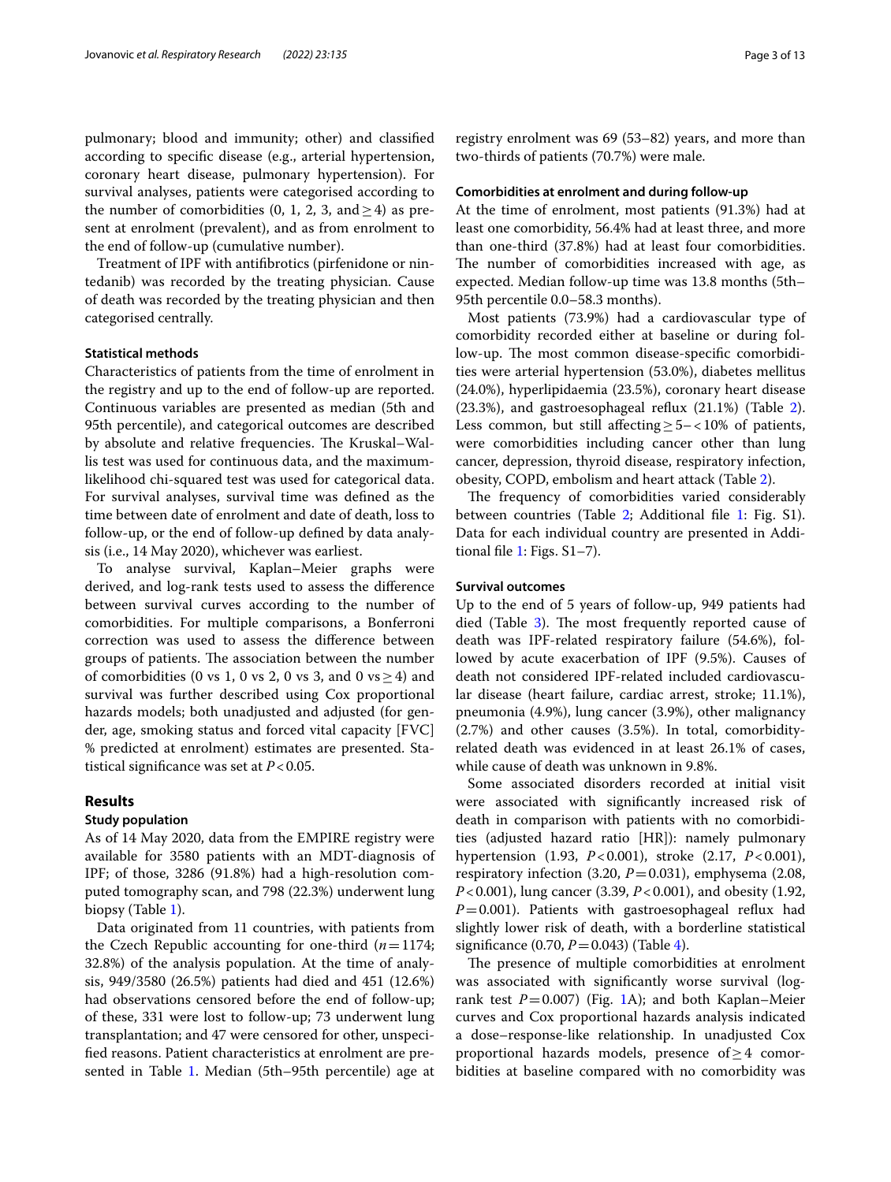pulmonary; blood and immunity; other) and classified according to specific disease (e.g., arterial hypertension, coronary heart disease, pulmonary hypertension). For survival analyses, patients were categorised according to the number of comorbidities (0, 1, 2, 3, and $\geq 4$) as present at enrolment (prevalent), and as from enrolment to the end of follow-up (cumulative number).

Treatment of IPF with antifibrotics (pirfenidone or nintedanib) was recorded by the treating physician. Cause of death was recorded by the treating physician and then categorised centrally.

### Statistical methods

Characteristics of patients from the time of enrolment in the registry and up to the end of follow-up are reported. Continuous variables are presented as median (5th and 95th percentile), and categorical outcomes are described by absolute and relative frequencies. The Kruskal–Wallis test was used for continuous data, and the maximum-likelihood chi-squared test was used for categorical data. For survival analyses, survival time was defined as the time between date of enrolment and date of death, loss to follow-up, or the end of follow-up defined by data analysis (i.e., 14 May 2020), whichever was earliest.

To analyse survival, Kaplan–Meier graphs were derived, and log-rank tests used to assess the difference between survival curves according to the number of comorbidities. For multiple comparisons, a Bonferroni correction was used to assess the difference between groups of patients. The association between the number of comorbidities (0 vs 1, 0 vs 2, 0 vs 3, and 0 vs $\geq 4$) and survival was further described using Cox proportional hazards models; both unadjusted and adjusted (for gender, age, smoking status and forced vital capacity [FVC] % predicted at enrolment) estimates are presented. Statistical significance was set at $P < 0.05$.

## Results

### Study population

As of 14 May 2020, data from the EMPIRE registry were available for 3580 patients with an MDT-diagnosis of IPF; of those, 3286 (91.8%) had a high-resolution computed tomography scan, and 798 (22.3%) underwent lung biopsy (Table 1).

Data originated from 11 countries, with patients from the Czech Republic accounting for one-third ($n = 1174$; 32.8%) of the analysis population. At the time of analysis, 949/3580 (26.5%) patients had died and 451 (12.6%) had observations censored before the end of follow-up; of these, 331 were lost to follow-up; 73 underwent lung transplantation; and 47 were censored for other, unspecified reasons. Patient characteristics at enrolment are presented in Table 1. Median (5th–95th percentile) age at registry enrolment was 69 (53–82) years, and more than two-thirds of patients (70.7%) were male.

### Comorbidities at enrolment and during follow-up

At the time of enrolment, most patients (91.3%) had at least one comorbidity, 56.4% had at least three, and more than one-third (37.8%) had at least four comorbidities. The number of comorbidities increased with age, as expected. Median follow-up time was 13.8 months (5th–95th percentile 0.0–58.3 months).

Most patients (73.9%) had a cardiovascular type of comorbidity recorded either at baseline or during follow-up. The most common disease-specific comorbidities were arterial hypertension (53.0%), diabetes mellitus (24.0%), hyperlipidaemia (23.5%), coronary heart disease (23.3%), and gastroesophageal reflux (21.1%) (Table 2). Less common, but still affecting $\geq 5 - < 10\%$ of patients, were comorbidities including cancer other than lung cancer, depression, thyroid disease, respiratory infection, obesity, COPD, embolism and heart attack (Table 2).

The frequency of comorbidities varied considerably between countries (Table 2; Additional file 1: Fig. S1). Data for each individual country are presented in Additional file 1: Figs. S1–7).

### Survival outcomes

Up to the end of 5 years of follow-up, 949 patients had died (Table 3). The most frequently reported cause of death was IPF-related respiratory failure (54.6%), followed by acute exacerbation of IPF (9.5%). Causes of death not considered IPF-related included cardiovascular disease (heart failure, cardiac arrest, stroke; 11.1%), pneumonia (4.9%), lung cancer (3.9%), other malignancy (2.7%) and other causes (3.5%). In total, comorbidity-related death was evidenced in at least 26.1% of cases, while cause of death was unknown in 9.8%.

Some associated disorders recorded at initial visit were associated with significantly increased risk of death in comparison with patients with no comorbidities (adjusted hazard ratio [HR]): namely pulmonary hypertension (1.93, $P < 0.001$), stroke (2.17, $P < 0.001$), respiratory infection (3.20, $P = 0.031$), emphysema (2.08, $P < 0.001$), lung cancer (3.39, $P < 0.001$), and obesity (1.92, $P = 0.001$). Patients with gastroesophageal reflux had slightly lower risk of death, with a borderline statistical significance (0.70, $P = 0.043$) (Table 4).

The presence of multiple comorbidities at enrolment was associated with significantly worse survival (log-rank test $P = 0.007$) (Fig. 1A); and both Kaplan–Meier curves and Cox proportional hazards analysis indicated a dose–response-like relationship. In unadjusted Cox proportional hazards models, presence of $\geq 4$ comorbidities at baseline compared with no comorbidity was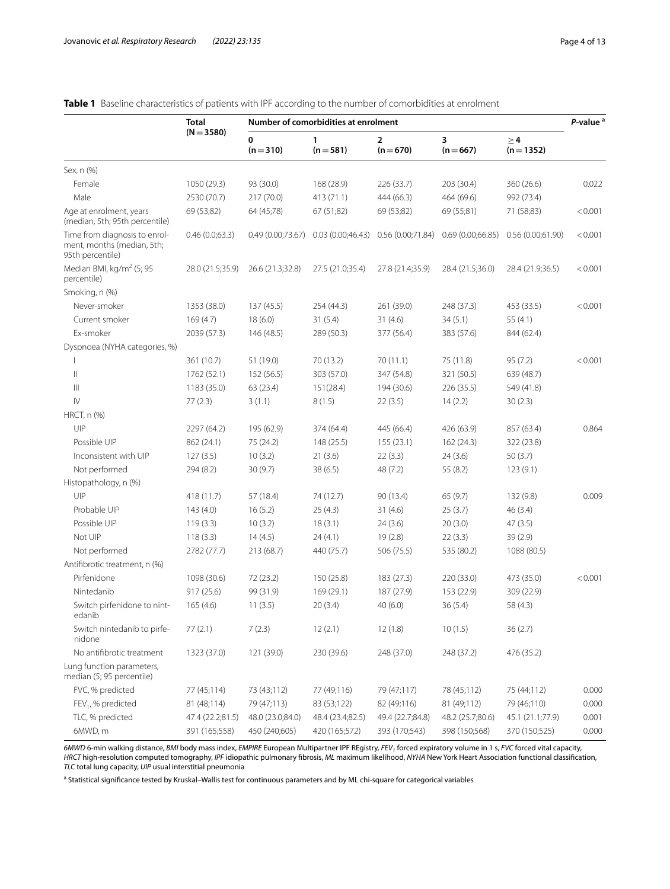**Table 1** Baseline characteristics of patients with IPF according to the number of comorbidities at enrolment

| | Total (N = 3580) | Number of comorbidities at enrolment | | | | | *P*-value [a] |
|---|---|---|---|---|---|---|---|
| | | 0 (n = 310) | 1 (n = 581) | 2 (n = 670) | 3 (n = 667) | ≥ 4 (n = 1352) | |
| Sex, n (%) | | | | | | | |
| Female | 1050 (29.3) | 93 (30.0) | 168 (28.9) | 226 (33.7) | 203 (30.4) | 360 (26.6) | 0.022 |
| Male | 2530 (70.7) | 217 (70.0) | 413 (71.1) | 444 (66.3) | 464 (69.6) | 992 (73.4) | |
| Age at enrolment, years (median, 5th; 95th percentile) | 69 (53;82) | 64 (45;78) | 67 (51;82) | 69 (53;82) | 69 (55;81) | 71 (58;83) | < 0.001 |
| Time from diagnosis to enrolment, months (median, 5th; 95th percentile) | 0.46 (0.0;63.3) | 0.49 (0.00;73.67) | 0.03 (0.00;46.43) | 0.56 (0.00;71.84) | 0.69 (0.00;66.85) | 0.56 (0.00;61.90) | < 0.001 |
| Median BMI, kg/m$^2$ (5; 95 percentile) | 28.0 (21.5;35.9) | 26.6 (21.3;32.8) | 27.5 (21.0;35.4) | 27.8 (21.4;35.9) | 28.4 (21.5;36.0) | 28.4 (21.9;36.5) | < 0.001 |
| Smoking, n (%) | | | | | | | |
| Never-smoker | 1353 (38.0) | 137 (45.5) | 254 (44.3) | 261 (39.0) | 248 (37.3) | 453 (33.5) | < 0.001 |
| Current smoker | 169 (4.7) | 18 (6.0) | 31 (5.4) | 31 (4.6) | 34 (5.1) | 55 (4.1) | |
| Ex-smoker | 2039 (57.3) | 146 (48.5) | 289 (50.3) | 377 (56.4) | 383 (57.6) | 844 (62.4) | |
| Dyspnoea (NYHA categories, %) | | | | | | | |
| I | 361 (10.7) | 51 (19.0) | 70 (13.2) | 70 (11.1) | 75 (11.8) | 95 (7.2) | < 0.001 |
| II | 1762 (52.1) | 152 (56.5) | 303 (57.0) | 347 (54.8) | 321 (50.5) | 639 (48.7) | |
| III | 1183 (35.0) | 63 (23.4) | 151(28.4) | 194 (30.6) | 226 (35.5) | 549 (41.8) | |
| IV | 77 (2.3) | 3 (1.1) | 8 (1.5) | 22 (3.5) | 14 (2.2) | 30 (2.3) | |
| HRCT, n (%) | | | | | | | |
| UIP | 2297 (64.2) | 195 (62.9) | 374 (64.4) | 445 (66.4) | 426 (63.9) | 857 (63.4) | 0.864 |
| Possible UIP | 862 (24.1) | 75 (24.2) | 148 (25.5) | 155 (23.1) | 162 (24.3) | 322 (23.8) | |
| Inconsistent with UIP | 127 (3.5) | 10 (3.2) | 21 (3.6) | 22 (3.3) | 24 (3.6) | 50 (3.7) | |
| Not performed | 294 (8.2) | 30 (9.7) | 38 (6.5) | 48 (7.2) | 55 (8.2) | 123 (9.1) | |
| Histopathology, n (%) | | | | | | | |
| UIP | 418 (11.7) | 57 (18.4) | 74 (12.7) | 90 (13.4) | 65 (9.7) | 132 (9.8) | 0.009 |
| Probable UIP | 143 (4.0) | 16 (5.2) | 25 (4.3) | 31 (4.6) | 25 (3.7) | 46 (3.4) | |
| Possible UIP | 119 (3.3) | 10 (3.2) | 18 (3.1) | 24 (3.6) | 20 (3.0) | 47 (3.5) | |
| Not UIP | 118 (3.3) | 14 (4.5) | 24 (4.1) | 19 (2.8) | 22 (3.3) | 39 (2.9) | |
| Not performed | 2782 (77.7) | 213 (68.7) | 440 (75.7) | 506 (75.5) | 535 (80.2) | 1088 (80.5) | |
| Antifibrotic treatment, n (%) | | | | | | | |
| Pirfenidone | 1098 (30.6) | 72 (23.2) | 150 (25.8) | 183 (27.3) | 220 (33.0) | 473 (35.0) | < 0.001 |
| Nintedanib | 917 (25.6) | 99 (31.9) | 169 (29.1) | 187 (27.9) | 153 (22.9) | 309 (22.9) | |
| Switch pirfenidone to nintedanib | 165 (4.6) | 11 (3.5) | 20 (3.4) | 40 (6.0) | 36 (5.4) | 58 (4.3) | |
| Switch nintedanib to pirfenidone | 77 (2.1) | 7 (2.3) | 12 (2.1) | 12 (1.8) | 10 (1.5) | 36 (2.7) | |
| No antifibrotic treatment | 1323 (37.0) | 121 (39.0) | 230 (39.6) | 248 (37.0) | 248 (37.2) | 476 (35.2) | |
| Lung function parameters, median (5; 95 percentile) | | | | | | | |
| FVC, % predicted | 77 (45;114) | 73 (43;112) | 77 (49;116) | 79 (47;117) | 78 (45;112) | 75 (44;112) | 0.000 |
| $FEV_1$, % predicted | 81 (48;114) | 79 (47;113) | 83 (53;122) | 82 (49;116) | 81 (49;112) | 79 (46;110) | 0.000 |
| TLC, % predicted | 47.4 (22.2;81.5) | 48.0 (23.0;84.0) | 48.4 (23.4;82.5) | 49.4 (22.7;84.8) | 48.2 (25.7;80.6) | 45.1 (21.1;77.9) | 0.001 |
| 6MWD, m | 391 (165;558) | 450 (240;605) | 420 (165;572) | 393 (170;543) | 398 (150;568) | 370 (150;525) | 0.000 |

*6MWD* 6-min walking distance, *BMI* body mass index, *EMPIRE* European Multipartner IPF REgistry, *$FEV_1$* forced expiratory volume in 1 s, *FVC* forced vital capacity, *HRCT* high-resolution computed tomography, *IPF* idiopathic pulmonary fibrosis, *ML* maximum likelihood, *NYHA* New York Heart Association functional classification, *TLC* total lung capacity, *UIP* usual interstitial pneumonia

[a] Statistical significance tested by Kruskal–Wallis test for continuous parameters and by ML chi-square for categorical variables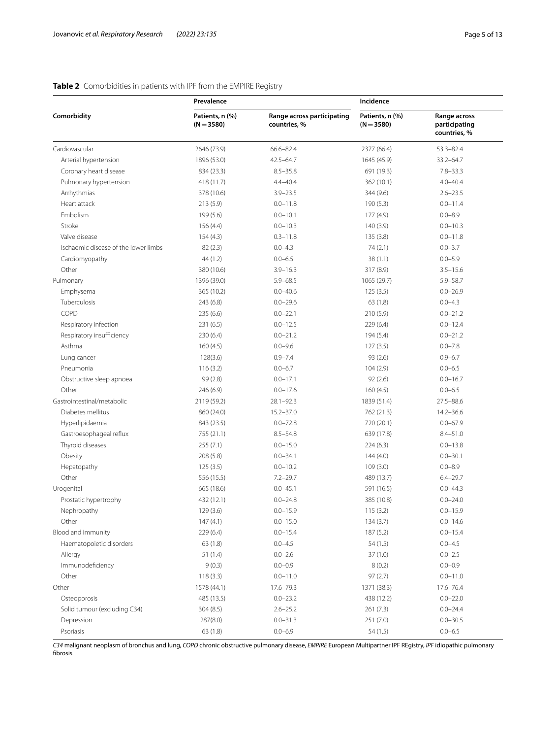**Table 2** Comorbidities in patients with IPF from the EMPIRE Registry

| Comorbidity | Prevalence | | Incidence | |
|---|---|---|---|---|
| | Patients, n (%) (N = 3580) | Range across participating countries, % | Patients, n (%) (N = 3580) | Range across participating countries, % |
| Cardiovascular | 2646 (73.9) | 66.6–82.4 | 2377 (66.4) | 53.3–82.4 |
| Arterial hypertension | 1896 (53.0) | 42.5–64.7 | 1645 (45.9) | 33.2–64.7 |
| Coronary heart disease | 834 (23.3) | 8.5–35.8 | 691 (19.3) | 7.8–33.3 |
| Pulmonary hypertension | 418 (11.7) | 4.4–40.4 | 362 (10.1) | 4.0–40.4 |
| Arrhythmias | 378 (10.6) | 3.9–23.5 | 344 (9.6) | 2.6–23.5 |
| Heart attack | 213 (5.9) | 0.0–11.8 | 190 (5.3) | 0.0–11.4 |
| Embolism | 199 (5.6) | 0.0–10.1 | 177 (4.9) | 0.0–8.9 |
| Stroke | 156 (4.4) | 0.0–10.3 | 140 (3.9) | 0.0–10.3 |
| Valve disease | 154 (4.3) | 0.3–11.8 | 135 (3.8) | 0.0–11.8 |
| Ischaemic disease of the lower limbs | 82 (2.3) | 0.0–4.3 | 74 (2.1) | 0.0–3.7 |
| Cardiomyopathy | 44 (1.2) | 0.0–6.5 | 38 (1.1) | 0.0–5.9 |
| Other | 380 (10.6) | 3.9–16.3 | 317 (8.9) | 3.5–15.6 |
| Pulmonary | 1396 (39.0) | 5.9–68.5 | 1065 (29.7) | 5.9–58.7 |
| Emphysema | 365 (10.2) | 0.0–40.6 | 125 (3.5) | 0.0–26.9 |
| Tuberculosis | 243 (6.8) | 0.0–29.6 | 63 (1.8) | 0.0–4.3 |
| COPD | 235 (6.6) | 0.0–22.1 | 210 (5.9) | 0.0–21.2 |
| Respiratory infection | 231 (6.5) | 0.0–12.5 | 229 (6.4) | 0.0–12.4 |
| Respiratory insufficiency | 230 (6.4) | 0.0–21.2 | 194 (5.4) | 0.0–21.2 |
| Asthma | 160 (4.5) | 0.0–9.6 | 127 (3.5) | 0.0–7.8 |
| Lung cancer | 128(3.6) | 0.9–7.4 | 93 (2.6) | 0.9–6.7 |
| Pneumonia | 116 (3.2) | 0.0–6.7 | 104 (2.9) | 0.0–6.5 |
| Obstructive sleep apnoea | 99 (2.8) | 0.0–17.1 | 92 (2.6) | 0.0–16.7 |
| Other | 246 (6.9) | 0.0–17.6 | 160 (4.5) | 0.0–6.5 |
| Gastrointestinal/metabolic | 2119 (59.2) | 28.1–92.3 | 1839 (51.4) | 27.5–88.6 |
| Diabetes mellitus | 860 (24.0) | 15.2–37.0 | 762 (21.3) | 14.2–36.6 |
| Hyperlipidaemia | 843 (23.5) | 0.0–72.8 | 720 (20.1) | 0.0–67.9 |
| Gastroesophageal reflux | 755 (21.1) | 8.5–54.8 | 639 (17.8) | 8.4–51.0 |
| Thyroid diseases | 255 (7.1) | 0.0–15.0 | 224 (6.3) | 0.0–13.8 |
| Obesity | 208 (5.8) | 0.0–34.1 | 144 (4.0) | 0.0–30.1 |
| Hepatopathy | 125 (3.5) | 0.0–10.2 | 109 (3.0) | 0.0–8.9 |
| Other | 556 (15.5) | 7.2–29.7 | 489 (13.7) | 6.4–29.7 |
| Urogenital | 665 (18.6) | 0.0–45.1 | 591 (16.5) | 0.0–44.3 |
| Prostatic hypertrophy | 432 (12.1) | 0.0–24.8 | 385 (10.8) | 0.0–24.0 |
| Nephropathy | 129 (3.6) | 0.0–15.9 | 115 (3.2) | 0.0–15.9 |
| Other | 147 (4.1) | 0.0–15.0 | 134 (3.7) | 0.0–14.6 |
| Blood and immunity | 229 (6.4) | 0.0–15.4 | 187 (5.2) | 0.0–15.4 |
| Haematopoietic disorders | 63 (1.8) | 0.0–4.5 | 54 (1.5) | 0.0–4.5 |
| Allergy | 51 (1.4) | 0.0–2.6 | 37 (1.0) | 0.0–2.5 |
| Immunodeficiency | 9 (0.3) | 0.0–0.9 | 8 (0.2) | 0.0–0.9 |
| Other | 118 (3.3) | 0.0–11.0 | 97 (2.7) | 0.0–11.0 |
| Other | 1578 (44.1) | 17.6–79.3 | 1371 (38.3) | 17.6–76.4 |
| Osteoporosis | 485 (13.5) | 0.0–23.2 | 438 (12.2) | 0.0–22.0 |
| Solid tumour (excluding C34) | 304 (8.5) | 2.6–25.2 | 261 (7.3) | 0.0–24.4 |
| Depression | 287(8.0) | 0.0–31.3 | 251 (7.0) | 0.0–30.5 |
| Psoriasis | 63 (1.8) | 0.0–6.9 | 54 (1.5) | 0.0–6.5 |

*C34* malignant neoplasm of bronchus and lung, *COPD* chronic obstructive pulmonary disease, *EMPIRE* European Multipartner IPF REgistry, *IPF* idiopathic pulmonary fibrosis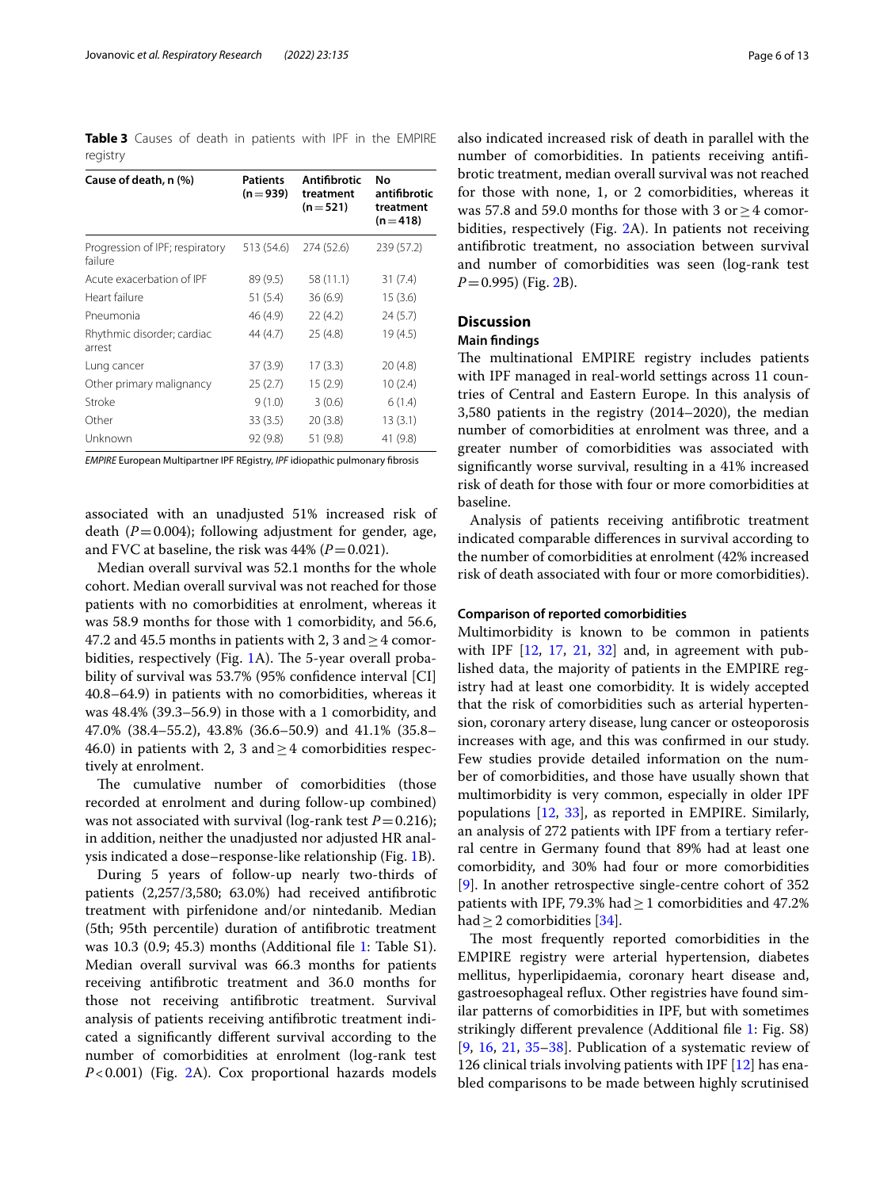**Table 3** Causes of death in patients with IPF in the EMPIRE registry

| Cause of death, n (%) | Patients (n = 939) | Antifibrotic treatment (n = 521) | No antifibrotic treatment (n = 418) |
|---|---|---|---|
| Progression of IPF; respiratory failure | 513 (54.6) | 274 (52.6) | 239 (57.2) |
| Acute exacerbation of IPF | 89 (9.5) | 58 (11.1) | 31 (7.4) |
| Heart failure | 51 (5.4) | 36 (6.9) | 15 (3.6) |
| Pneumonia | 46 (4.9) | 22 (4.2) | 24 (5.7) |
| Rhythmic disorder; cardiac arrest | 44 (4.7) | 25 (4.8) | 19 (4.5) |
| Lung cancer | 37 (3.9) | 17 (3.3) | 20 (4.8) |
| Other primary malignancy | 25 (2.7) | 15 (2.9) | 10 (2.4) |
| Stroke | 9 (1.0) | 3 (0.6) | 6 (1.4) |
| Other | 33 (3.5) | 20 (3.8) | 13 (3.1) |
| Unknown | 92 (9.8) | 51 (9.8) | 41 (9.8) |

*EMPIRE* European Multipartner IPF REgistry, *IPF* idiopathic pulmonary fibrosis

associated with an unadjusted 51% increased risk of death ($P = 0.004$); following adjustment for gender, age, and FVC at baseline, the risk was 44% ($P = 0.021$).

Median overall survival was 52.1 months for the whole cohort. Median overall survival was not reached for those patients with no comorbidities at enrolment, whereas it was 58.9 months for those with 1 comorbidity, and 56.6, 47.2 and 45.5 months in patients with 2, 3 and ≥ 4 comorbidities, respectively (Fig. 1A). The 5-year overall probability of survival was 53.7% (95% confidence interval [CI] 40.8–64.9) in patients with no comorbidities, whereas it was 48.4% (39.3–56.9) in those with a 1 comorbidity, and 47.0% (38.4–55.2), 43.8% (36.6–50.9) and 41.1% (35.8–46.0) in patients with 2, 3 and ≥ 4 comorbidities respectively at enrolment.

The cumulative number of comorbidities (those recorded at enrolment and during follow-up combined) was not associated with survival (log-rank test $P = 0.216$); in addition, neither the unadjusted nor adjusted HR analysis indicated a dose–response-like relationship (Fig. 1B).

During 5 years of follow-up nearly two-thirds of patients (2,257/3,580; 63.0%) had received antifibrotic treatment with pirfenidone and/or nintedanib. Median (5th; 95th percentile) duration of antifibrotic treatment was 10.3 (0.9; 45.3) months (Additional file 1: Table S1). Median overall survival was 66.3 months for patients receiving antifibrotic treatment and 36.0 months for those not receiving antifibrotic treatment. Survival analysis of patients receiving antifibrotic treatment indicated a significantly different survival according to the number of comorbidities at enrolment (log-rank test $P < 0.001$) (Fig. 2A). Cox proportional hazards models also indicated increased risk of death in parallel with the number of comorbidities. In patients receiving antifibrotic treatment, median overall survival was not reached for those with none, 1, or 2 comorbidities, whereas it was 57.8 and 59.0 months for those with 3 or ≥ 4 comorbidities, respectively (Fig. 2A). In patients not receiving antifibrotic treatment, no association between survival and number of comorbidities was seen (log-rank test $P = 0.995$) (Fig. 2B).

## Discussion

### Main findings

The multinational EMPIRE registry includes patients with IPF managed in real-world settings across 11 countries of Central and Eastern Europe. In this analysis of 3,580 patients in the registry (2014–2020), the median number of comorbidities at enrolment was three, and a greater number of comorbidities was associated with significantly worse survival, resulting in a 41% increased risk of death for those with four or more comorbidities at baseline.

Analysis of patients receiving antifibrotic treatment indicated comparable differences in survival according to the number of comorbidities at enrolment (42% increased risk of death associated with four or more comorbidities).

### Comparison of reported comorbidities

Multimorbidity is known to be common in patients with IPF [12, 17, 21, 32] and, in agreement with published data, the majority of patients in the EMPIRE registry had at least one comorbidity. It is widely accepted that the risk of comorbidities such as arterial hypertension, coronary artery disease, lung cancer or osteoporosis increases with age, and this was confirmed in our study. Few studies provide detailed information on the number of comorbidities, and those have usually shown that multimorbidity is very common, especially in older IPF populations [12, 33], as reported in EMPIRE. Similarly, an analysis of 272 patients with IPF from a tertiary referral centre in Germany found that 89% had at least one comorbidity, and 30% had four or more comorbidities [9]. In another retrospective single-centre cohort of 352 patients with IPF, 79.3% had ≥ 1 comorbidities and 47.2% had ≥ 2 comorbidities [34].

The most frequently reported comorbidities in the EMPIRE registry were arterial hypertension, diabetes mellitus, hyperlipidaemia, coronary heart disease and, gastroesophageal reflux. Other registries have found similar patterns of comorbidities in IPF, but with sometimes strikingly different prevalence (Additional file 1: Fig. S8) [9, 16, 21, 35–38]. Publication of a systematic review of 126 clinical trials involving patients with IPF [12] has enabled comparisons to be made between highly scrutinised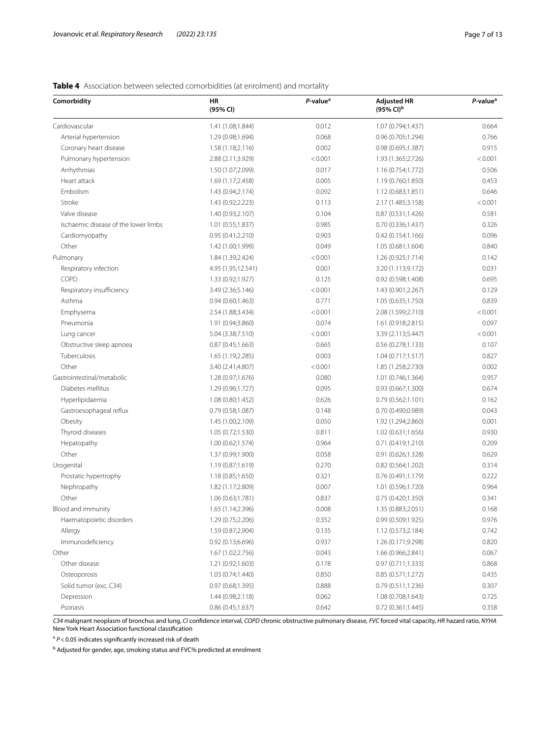**Table 4** Association between selected comorbidities (at enrolment) and mortality

| Comorbidity | HR (95% CI) | *P*-value[a] | Adjusted HR (95% CI)[b] | *P*-value[a] |
|---|---|---|---|---|
| Cardiovascular | 1.41 (1.08;1.844) | 0.012 | 1.07 (0.794;1.437) | 0.664 |
| Arterial hypertension | 1.29 (0.98;1.694) | 0.068 | 0.96 (0.705;1.294) | 0.766 |
| Coronary heart disease | 1.58 (1.18;2.116) | 0.002 | 0.98 (0.695;1.387) | 0.915 |
| Pulmonary hypertension | 2.88 (2.11;3.929) | < 0.001 | 1.93 (1.365;2.726) | < 0.001 |
| Arrhythmias | 1.50 (1.07;2.099) | 0.017 | 1.16 (0.754;1.772) | 0.506 |
| Heart attack | 1.69 (1.17;2.458) | 0.005 | 1.19 (0.760;1.850) | 0.453 |
| Embolism | 1.43 (0.94;2.174) | 0.092 | 1.12 (0.683;1.851) | 0.646 |
| Stroke | 1.43 (0.92;2.223) | 0.113 | 2.17 (1.485;3.158) | < 0.001 |
| Valve disease | 1.40 (0.93;2.107) | 0.104 | 0.87 (0.531;1.426) | 0.581 |
| Ischaemic disease of the lower limbs | 1.01 (0.55;1.837) | 0.985 | 0.70 (0.336;1.437) | 0.326 |
| Cardiomyopathy | 0.95 (0.41;2.210) | 0.903 | 0.42 (0.154;1.166) | 0.096 |
| Other | 1.42 (1.00;1.999) | 0.049 | 1.05 (0.681;1.604) | 0.840 |
| Pulmonary | 1.84 (1.39;2.424) | < 0.001 | 1.26 (0.925;1.714) | 0.142 |
| Respiratory infection | 4.95 (1.95;12.541) | 0.001 | 3.20 (1.113;9.172) | 0.031 |
| COPD | 1.33 (0.92;1.927) | 0.125 | 0.92 (0.598;1.408) | 0.695 |
| Respiratory insufficiency | 3.49 (2.36;5.146) | < 0.001 | 1.43 (0.901;2.267) | 0.129 |
| Asthma | 0.94 (0.60;1.463) | 0.771 | 1.05 (0.635;1.750) | 0.839 |
| Emphysema | 2.54 (1.88;3.434) | < 0.001 | 2.08 (1.599;2.710) | < 0.001 |
| Pneumonia | 1.91 (0.94;3.860) | 0.074 | 1.61 (0.918;2.815) | 0.097 |
| Lung cancer | 5.04 (3.38;7.510) | < 0.001 | 3.39 (2.113;5.447) | < 0.001 |
| Obstructive sleep apnoea | 0.87 (0.45;1.663) | 0.665 | 0.56 (0.278;1.133) | 0.107 |
| Tuberculosis | 1.65 (1.19;2.285) | 0.003 | 1.04 (0.717;1.517) | 0.827 |
| Other | 3.40 (2.41;4.807) | < 0.001 | 1.85 (1.258;2.730) | 0.002 |
| Gastrointestinal/metabolic | 1.28 (0.97;1.676) | 0.080 | 1.01 (0.746;1.364) | 0.957 |
| Diabetes mellitus | 1.29 (0.96;1.727) | 0.095 | 0.93 (0.667;1.300) | 0.674 |
| Hyperlipidaemia | 1.08 (0.80;1.452) | 0.626 | 0.79 (0.562;1.101) | 0.162 |
| Gastroesophageal reflux | 0.79 (0.58;1.087) | 0.148 | 0.70 (0.490;0.989) | 0.043 |
| Obesity | 1.45 (1.00;2.109) | 0.050 | 1.92 (1.294;2.860) | 0.001 |
| Thyroid diseases | 1.05 (0.72;1.530) | 0.811 | 1.02 (0.631;1.656) | 0.930 |
| Hepatopathy | 1.00 (0.62;1.574) | 0.964 | 0.71 (0.419;1.210) | 0.209 |
| Other | 1.37 (0.99;1.900) | 0.058 | 0.91 (0.626;1.328) | 0.629 |
| Urogenital | 1.19 (0.87;1.619) | 0.270 | 0.82 (0.564;1.202) | 0.314 |
| Prostatic hypertrophy | 1.18 (0.85;1.650) | 0.321 | 0.76 (0.491;1.179) | 0.222 |
| Nephropathy | 1.82 (1.17;2.809) | 0.007 | 1.01 (0.596;1.720) | 0.964 |
| Other | 1.06 (0.63;1.781) | 0.837 | 0.75 (0.420;1.350) | 0.341 |
| Blood and immunity | 1.65 (1.14;2.396) | 0.008 | 1.35 (0.883;2.051) | 0.168 |
| Haematopoietic disorders | 1.29 (0.75;2.206) | 0.352 | 0.99 (0.509;1.925) | 0.976 |
| Allergy | 1.59 (0.87;2.904) | 0.135 | 1.12 (0.573;2.184) | 0.742 |
| Immunodeficiency | 0.92 (0.13;6.696) | 0.937 | 1.26 (0.171;9.298) | 0.820 |
| Other | 1.67 (1.02;2.756) | 0.043 | 1.66 (0.966;2.841) | 0.067 |
| Other disease | 1.21 (0.92;1.603) | 0.178 | 0.97 (0.711;1.333) | 0.868 |
| Osteoporosis | 1.03 (0.74;1.440) | 0.850 | 0.85 (0.571;1.272) | 0.435 |
| Solid tumor (exc. C34) | 0.97 (0.68;1.395) | 0.888 | 0.79 (0.511;1.236) | 0.307 |
| Depression | 1.44 (0.98;2.118) | 0.062 | 1.08 (0.708;1.643) | 0.725 |
| Psoriasis | 0.86 (0.45;1.637) | 0.642 | 0.72 (0.361;1.445) | 0.358 |

*C34* malignant neoplasm of bronchus and lung, *CI* confidence interval, *COPD* chronic obstructive pulmonary disease, *FVC* forced vital capacity, *HR* hazard ratio, *NYHA* New York Heart Association functional classification

[a] $P < 0.05$ indicates significantly increased risk of death

[b] Adjusted for gender, age, smoking status and FVC% predicted at enrolment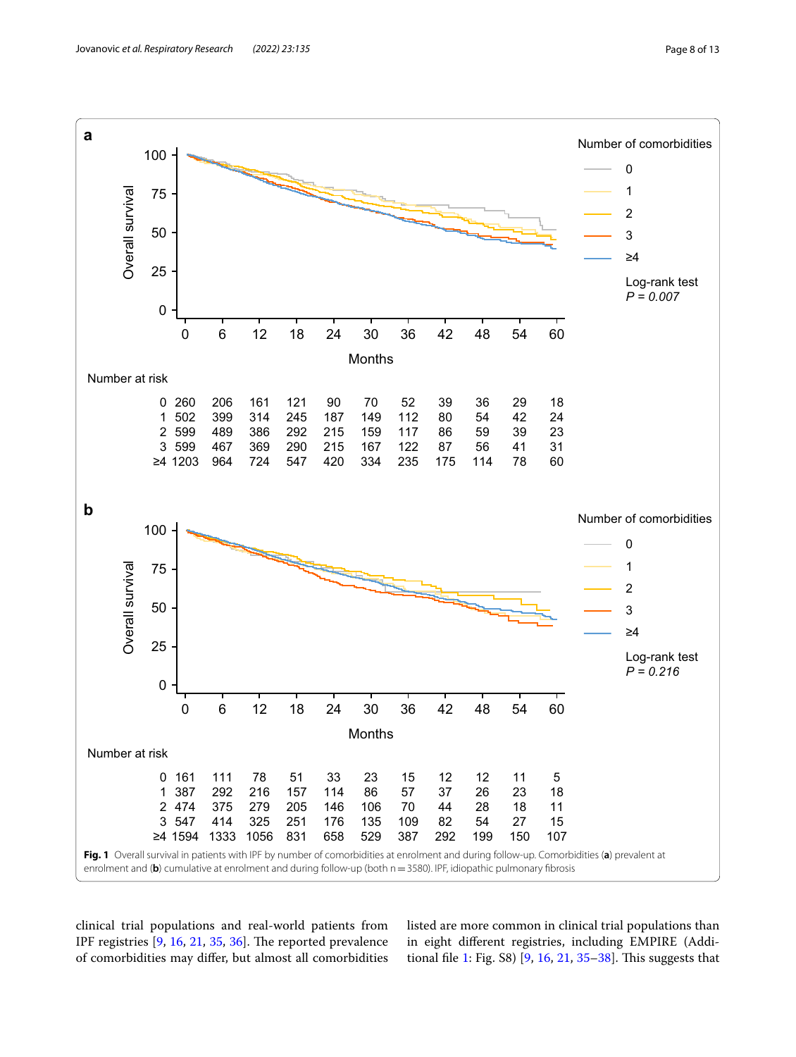**Fig. 1** Overall survival in patients with IPF by number of comorbidities at enrolment and during follow-up. Comorbidities (**a**) prevalent at enrolment and (**b**) cumulative at enrolment and during follow-up (both n = 3580). IPF, idiopathic pulmonary fibrosis

clinical trial populations and real-world patients from IPF registries [9, 16, 21, 35, 36]. The reported prevalence of comorbidities may differ, but almost all comorbidities listed are more common in clinical trial populations than in eight different registries, including EMPIRE (Additional file 1: Fig. S8) [9, 16, 21, 35–38]. This suggests that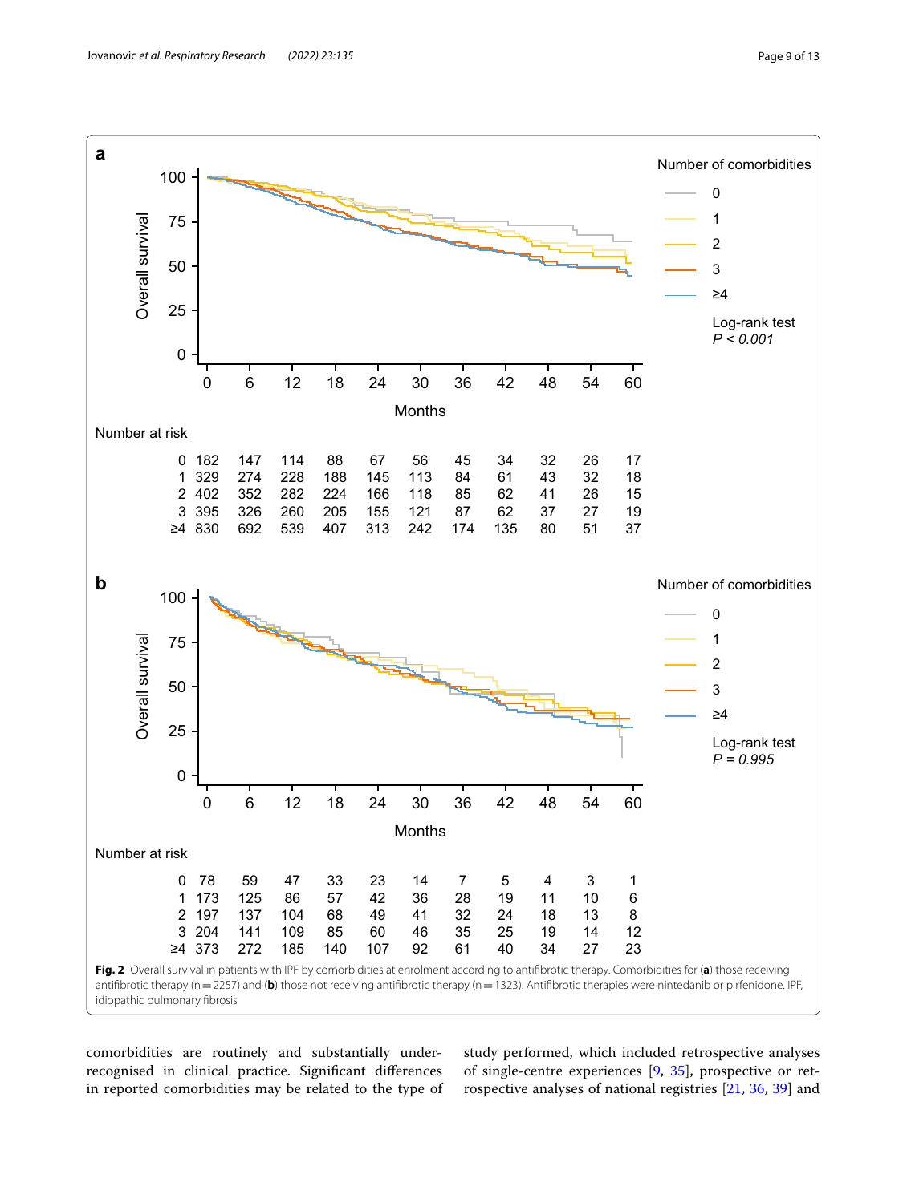**Fig. 2** Overall survival in patients with IPF by comorbidities at enrolment according to antifibrotic therapy. Comorbidities for (**a**) those receiving antifibrotic therapy (n = 2257) and (**b**) those not receiving antifibrotic therapy (n = 1323). Antifibrotic therapies were nintedanib or pirfenidone. IPF, idiopathic pulmonary fibrosis

comorbidities are routinely and substantially underrecognised in clinical practice. Significant differences in reported comorbidities may be related to the type of study performed, which included retrospective analyses of single-centre experiences [9, 35], prospective or retrospective analyses of national registries [21, 36, 39] and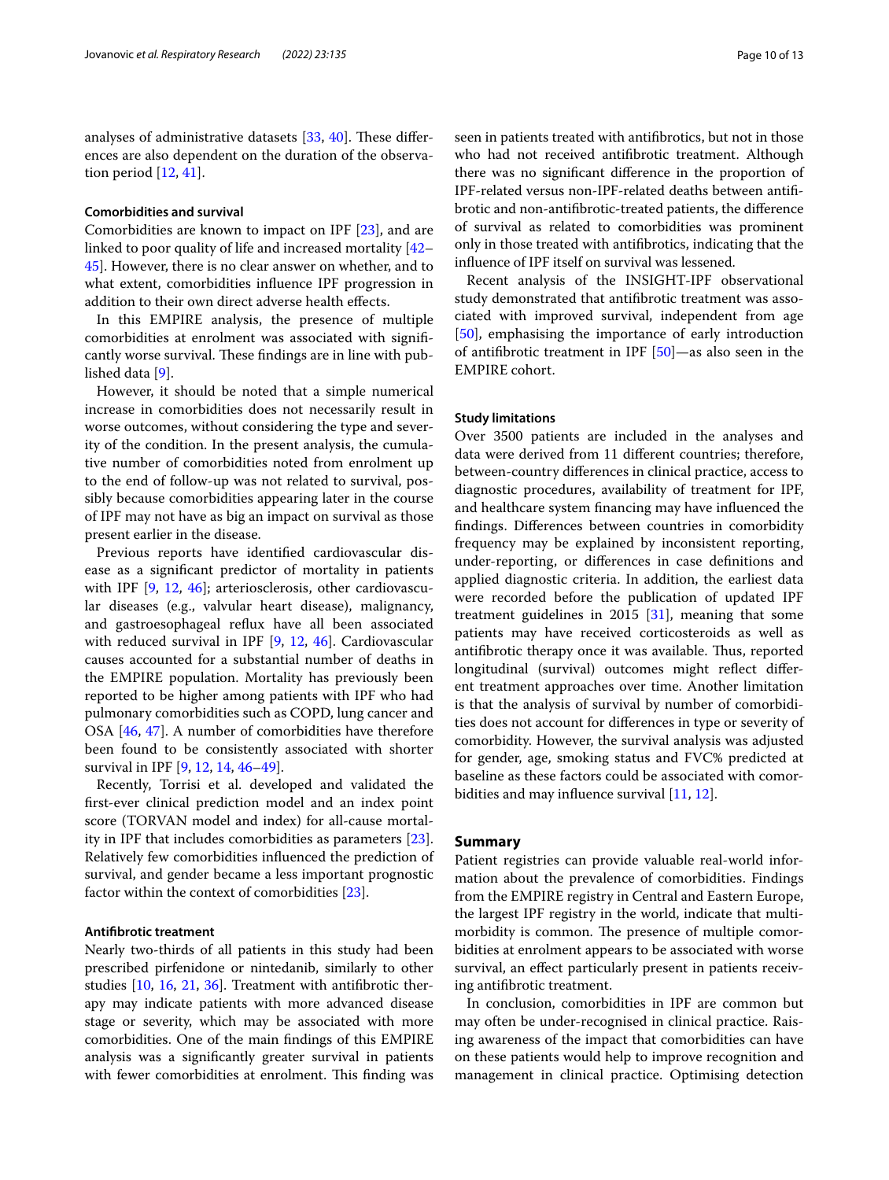analyses of administrative datasets [33, 40]. These differences are also dependent on the duration of the observation period [12, 41].

#### Comorbidities and survival

Comorbidities are known to impact on IPF [23], and are linked to poor quality of life and increased mortality [42–45]. However, there is no clear answer on whether, and to what extent, comorbidities influence IPF progression in addition to their own direct adverse health effects.

In this EMPIRE analysis, the presence of multiple comorbidities at enrolment was associated with significantly worse survival. These findings are in line with published data [9].

However, it should be noted that a simple numerical increase in comorbidities does not necessarily result in worse outcomes, without considering the type and severity of the condition. In the present analysis, the cumulative number of comorbidities noted from enrolment up to the end of follow-up was not related to survival, possibly because comorbidities appearing later in the course of IPF may not have as big an impact on survival as those present earlier in the disease.

Previous reports have identified cardiovascular disease as a significant predictor of mortality in patients with IPF [9, 12, 46]; arteriosclerosis, other cardiovascular diseases (e.g., valvular heart disease), malignancy, and gastroesophageal reflux have all been associated with reduced survival in IPF [9, 12, 46]. Cardiovascular causes accounted for a substantial number of deaths in the EMPIRE population. Mortality has previously been reported to be higher among patients with IPF who had pulmonary comorbidities such as COPD, lung cancer and OSA [46, 47]. A number of comorbidities have therefore been found to be consistently associated with shorter survival in IPF [9, 12, 14, 46–49].

Recently, Torrisi et al. developed and validated the first-ever clinical prediction model and an index point score (TORVAN model and index) for all-cause mortality in IPF that includes comorbidities as parameters [23]. Relatively few comorbidities influenced the prediction of survival, and gender became a less important prognostic factor within the context of comorbidities [23].

#### Antifibrotic treatment

Nearly two-thirds of all patients in this study had been prescribed pirfenidone or nintedanib, similarly to other studies [10, 16, 21, 36]. Treatment with antifibrotic therapy may indicate patients with more advanced disease stage or severity, which may be associated with more comorbidities. One of the main findings of this EMPIRE analysis was a significantly greater survival in patients with fewer comorbidities at enrolment. This finding was seen in patients treated with antifibrotics, but not in those who had not received antifibrotic treatment. Although there was no significant difference in the proportion of IPF-related versus non-IPF-related deaths between antifibrotic and non-antifibrotic-treated patients, the difference of survival as related to comorbidities was prominent only in those treated with antifibrotics, indicating that the influence of IPF itself on survival was lessened.

Recent analysis of the INSIGHT-IPF observational study demonstrated that antifibrotic treatment was associated with improved survival, independent from age [50], emphasising the importance of early introduction of antifibrotic treatment in IPF [50]—as also seen in the EMPIRE cohort.

#### Study limitations

Over 3500 patients are included in the analyses and data were derived from 11 different countries; therefore, between-country differences in clinical practice, access to diagnostic procedures, availability of treatment for IPF, and healthcare system financing may have influenced the findings. Differences between countries in comorbidity frequency may be explained by inconsistent reporting, under-reporting, or differences in case definitions and applied diagnostic criteria. In addition, the earliest data were recorded before the publication of updated IPF treatment guidelines in 2015 [31], meaning that some patients may have received corticosteroids as well as antifibrotic therapy once it was available. Thus, reported longitudinal (survival) outcomes might reflect different treatment approaches over time. Another limitation is that the analysis of survival by number of comorbidities does not account for differences in type or severity of comorbidity. However, the survival analysis was adjusted for gender, age, smoking status and FVC% predicted at baseline as these factors could be associated with comorbidities and may influence survival [11, 12].

## Summary

Patient registries can provide valuable real-world information about the prevalence of comorbidities. Findings from the EMPIRE registry in Central and Eastern Europe, the largest IPF registry in the world, indicate that multimorbidity is common. The presence of multiple comorbidities at enrolment appears to be associated with worse survival, an effect particularly present in patients receiving antifibrotic treatment.

In conclusion, comorbidities in IPF are common but may often be under-recognised in clinical practice. Raising awareness of the impact that comorbidities can have on these patients would help to improve recognition and management in clinical practice. Optimising detection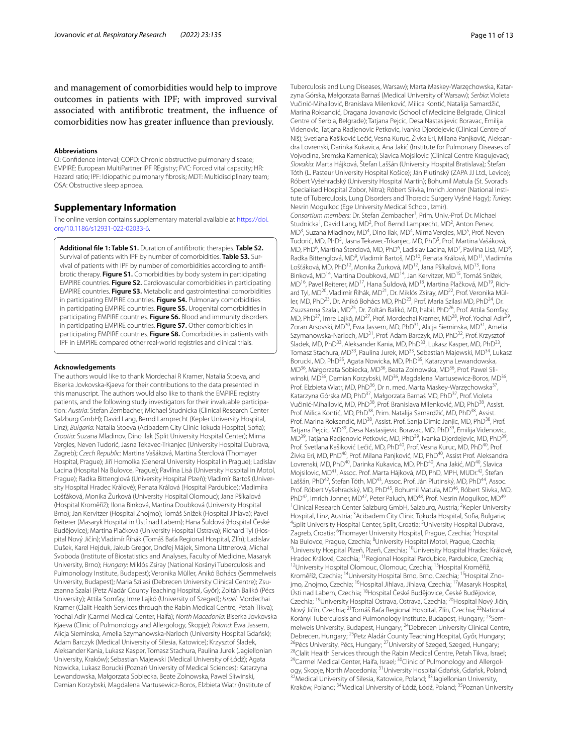and management of comorbidities would help to improve outcomes in patients with IPF; with improved survival associated with antifibrotic treatment, the influence of comorbidities now has greater influence than previously.

#### Abbreviations

CI: Confidence interval; COPD: Chronic obstructive pulmonary disease; EMPIRE: European MultiPartner IPF REgistry; FVC: Forced vital capacity; HR: Hazard ratio; IPF: Idiopathic pulmonary fibrosis; MDT: Multidisciplinary team; OSA: Obstructive sleep apnoea.

## Supplementary Information

The online version contains supplementary material available at https://doi.org/10.1186/s12931-022-02033-6.

**Additional file 1: Table S1.** Duration of antifibrotic therapies. **Table S2.** Survival of patients with IPF by number of comorbidities. **Table S3.** Survival of patients with IPF by number of comorbidities according to antifibrotic therapy. **Figure S1.** Comorbidities by body system in participating EMPIRE countries. **Figure S2.** Cardiovascular comorbidities in participating EMPIRE countries. **Figure S3.** Metabolic and gastrointestinal comorbidities in participating EMPIRE countries. **Figure S4.** Pulmonary comorbidities in participating EMPIRE countries. **Figure S5.** Urogenital comorbidities in participating EMPIRE countries. **Figure S6.** Blood and immunity disorders in participating EMPIRE countries. **Figure S7.** Other comorbidities in participating EMPIRE countries. **Figure S8.** Comorbidities in patients with IPF in EMPIRE compared other real-world registries and clinical trials.

#### Acknowledgements

The authors would like to thank Mordechai R Kramer, Natalia Stoeva, and Biserka Jovkovska-Kjaeva for their contributions to the data presented in this manuscript. The authors would also like to thank the EMPIRE registry patients, and the following study investigators for their invaluable participation: *Austria*: Stefan Zembacher, Michael Studnicka (Clinical Research Center Salzburg GmbH); David Lang, Bernd Lamprecht (Kepler University Hospital, Linz); *Bulgaria*: Natalia Stoeva (Acibadem City Clinic Tokuda Hospital, Sofia); *Croatia*: Suzana Mladinov, Dino Ilak (Split University Hospital Center); Mirna Vergles, Neven Tudorić, Jasna Tekavec-Trkanjec (University Hospital Dubrava, Zagreb); *Czech Republic*: Martina Vašáková, Martina Šterclová (Thomayer Hospital, Prague); Jiří Homolka (General University Hospital in Prague); Ladislav Lacina (Hospital Na Bulovce, Prague); Pavlína Lisá (University Hospital in Motol, Prague); Radka Bittenglová (University Hospital Plzeň); Vladimír Bartoš (University Hospital Hradec Králové); Renata Králová (Hospital Pardubice); Vladimíra Lošťáková, Monika Žurková (University Hospital Olomouc); Jana Pšikalová (Hospital Kroměříž); Ilona Binková, Martina Doubková (University Hospital Brno); Jan Kervitzer (Hospital Znojmo); Tomáš Snížek (Hospital Jihlava); Pavel Reiterer (Masaryk Hospital in Ústí nad Labem); Hana Šuldová (Hospital České Budějovice); Martina Plačková (University Hospital Ostrava); Richard Tyl (Hospital Nový Jičín); Vladimír Řihák (Tomáš Baťa Regional Hospital, Zlín); Ladislav Dušek, Karel Hejduk, Jakub Gregor, Ondřej Májek, Simona Littnerová, Michal Svoboda (Institute of Biostatistics and Analyses, Faculty of Medicine, Masaryk University, Brno); *Hungary*: Miklós Zsiray (National Korányi Tuberculosis and Pulmonology Institute, Budapest); Veronika Müller, Anikó Bohács (Semmelweis University, Budapest); Maria Szilasi (Debrecen University Clinical Centre); Zsuzsanna Szalai (Petz Aladár County Teaching Hospital, Győr); Zoltán Balikó (Pécs University); Attila Somfay, Imre Lajkó (University of Szeged); *Israel*: Mordechai Kramer (Clalit Health Services through the Rabin Medical Centre, Petah Tikva); Yochai Adir (Carmel Medical Center, Haifa); *North Macedonia*: Biserka Jovkovska Kjaeva (Clinic of Pulmonology and Allergology, Skopje); *Poland*: Ewa Jassem, Alicja Sieminska, Amelia Szymanowska-Narloch (University Hospital Gdańsk); Adam Barczyk (Medical University of Silesia, Katowice); Krzysztof Sladek, Aleksander Kania, Lukasz Kasper, Tomasz Stachura, Paulina Jurek (Jagiellonian University, Kraków); Sebastian Majewski (Medical University of Łódź); Agata Nowicka, Lukasz Borucki (Poznań University of Medical Sciences); Katarzyna Lewandowska, Małgorzata Sobiecka, Beate Zolnowska, Pawel Sliwinski, Damian Korzybski, Magdalena Martusewicz-Boros, Elzbieta Wiatr (Institute of Tuberculosis and Lung Diseases, Warsaw); Marta Maskey-Warzęchowska, Katarzyna Górska, Małgorzata Barnaś (Medical University of Warsaw); *Serbia*: Violeta Vučinić-Mihailović, Branislava Milenković, Milica Kontić, Natalija Samardžić, Marina Roksandić, Dragana Jovanovic (School of Medicine Belgrade, Clinical Centre of Serbia, Belgrade); Tatjana Pejcic, Desa Nastasijevic Boravac, Emilija Videnovic, Tatjana Radjenovic Petkovic, Ivanka Djordjevic (Clinical Centre of Niš); Svetlana Kašiković Lečić, Vesna Kuruc, Živka Eri, Milana Panjković, Aleksandra Lovrenski, Darinka Kukavica, Ana Jakić (Institute for Pulmonary Diseases of Vojvodina, Sremska Kamenica); Slavica Mojsilovic (Clinical Centre Kragujevac); *Slovakia*: Marta Hájková, Štefan Laššán (University Hospital Bratislava); Štefan Tóth (L. Pasteur University Hospital Košice); Ján Plutinský (ZAPA JJ Ltd., Levice); Róbert Vyšehradský (University Hospital Martin); Bohumil Matula (St. Svorad's Specialised Hospital Zobor, Nitra); Róbert Slivka, Imrich Jonner (National Institute of Tuberculosis, Lung Disorders and Thoracic Surgery Vyšné Hagy); *Turkey*: Nesrin Mogulkoc (Ege University Medical School, Izmir).

*Consortium members:* Dr. Stefan Zembacher[1], Prim. Univ.-Prof. Dr. Michael Studnicka[1], David Lang, MD[2], Prof. Bernd Lamprecht, MD[2], Anton Penev, MD[3], Suzana Mladinov, MD[4], Dino Ilak, MD[4], Mirna Vergles, MD[5], Prof. Neven Tudorić, MD, PhD[5], Jasna Tekavec-Trkanjec, MD, PhD[5], Prof. Martina Vašáková, MD, PhD[6], Martina Šterclová, MD, PhD[6], Ladislav Lacina, MD[7], Pavlína Lisá, MD[8], Radka Bittenglová, MD[9], Vladimír Bartoš, MD[10], Renata Králová, MD[11], Vladimíra Lošťáková, MD, PhD[12], Monika Žurková, MD[12], Jana Pšikalová, MD[13], Ilona Binková, MD[14], Martina Doubková, MD[14], Jan Kervitzer, MD[15], Tomáš Snížek, MD[16], Pavel Reiterer, MD[17], Hana Šuldová, MD[18], Martina Plačková, MD[19], Richard Tyl, MD[20], Vladimír Řihák, MD[21], Dr. Miklós Zsiray, MD[22], Prof. Veronika Müller, MD, PhD[23], Dr. Anikó Bohács MD, PhD[23], Prof. Maria Szilasi MD, PhD[24], Dr. Zsuzsanna Szalai, MD[25], Dr. Zoltán Balikó, MD, habil. PhD[26], Prof. Attila Somfay, MD, PhD[27], Imre Lajkó, MD[27], Prof. Mordechai Kramer, MD[28], Prof. Yochai Adir[29], Zoran Arsovski, MD[30], Ewa Jassem, MD, PhD[31], Alicja Sieminska, MD[31], Amelia Szymanowska-Narloch, MD[31], Prof. Adam Barczyk, MD, PhD[32], Prof. Krzysztof Sladek, MD, PhD[33], Aleksander Kania, MD, PhD[33], Lukasz Kasper, MD, PhD[33], Tomasz Stachura, MD[33], Paulina Jurek, MD[33], Sebastian Majewski, MD[34], Lukasz Borucki, MD, PhD[35], Agata Nowicka, MD, PhD[35], Katarzyna Lewandowska, MD[36], Małgorzata Sobiecka, MD[36], Beata Zolnowska, MD[36], Prof. Pawel Sliwinski, MD[36], Damian Korzybski, MD[36], Magdalena Martusewicz-Boros, MD[36], Prof. Elzbieta Wiatr, MD, PhD[36], Dr n. med. Marta Maskey-Warzęchowska[37], Katarzyna Górska MD, PhD[37], Małgorzata Barnaś MD, PhD[37], Prof. Violeta Vučinić-Mihailović, MD, PhD[38], Prof. Branislava Milenković, MD, PhD[38], Assist. Prof. Milica Kontić, MD, PhD[38], Prim. Natalija Samardžić, MD, PhD[38], Assist. Prof. Marina Roksandić, MD[38], Assist. Prof. Sanja Dimic Janjic, MD, PhD[38], Prof. Tatjana Pejcic, MD[39], Desa Nastasijevic Boravac, MD, PhD[39], Emilija Videnovic, MD[39], Tatjana Radjenovic Petkovic, MD, PhD[39], Ivanka Djordjevic, MD, PhD[39], Prof. Svetlana Kašiković Lečić, MD, PhD[40], Prof. Vesna Kuruc, MD, PhD[40], Prof. Živka Eri, MD, PhD[40], Prof. Milana Panjković, MD, PhD[40], Assist Prof. Aleksandra Lovrenski, MD, PhD[40], Darinka Kukavica, MD, PhD[40], Ana Jakić, MD[40], Slavica Mojsilovic, MD[41], Assoc. Prof. Marta Hájková, MD, PhD, MPH, MUDr.[42], Štefan Laššán, PhD[42], Štefan Tóth, MD[43], Assoc. Prof. Ján Plutinský, MD, PhD[44], Assoc. Prof. Róbert Vyšehradský, MD, PhD[45], Bohumil Matula, MD[46], Róbert Slivka, MD, PhD[47], Imrich Jonner, MD[47], Peter Paluch, MD[48], Prof. Nesrin Mogulkoc, MD[49]

[1]Clinical Research Center Salzburg GmbH, Salzburg, Austria; [2]Kepler University Hospital, Linz, Austria; [3]Acibadem City Clinic Tokuda Hospital, Sofia, Bulgaria; [4]Split University Hospital Center, Split, Croatia; [5]University Hospital Dubrava, Zagreb, Croatia; [6]Thomayer University Hospital, Prague, Czechia; [7]Hospital Na Bulovce, Prague, Czechia; [8]University Hospital Motol, Prague, Czechia; [9]University Hospital Plzeň, Plzeň, Czechia; [10]University Hospital Hradec Králové, Hradec Králové, Czechia; [11]Regional Hospital Pardubice, Pardubice, Czechia; [12]University Hospital Olomouc, Olomouc, Czechia; [13]Hospital Kroměříž, Kroměříž, Czechia; [14]University Hospital Brno, Brno, Czechia; [15]Hospital Znojmo, Znojmo, Czechia; [16]Hospital Jihlava, Jihlava, Czechia; [17]Masaryk Hospital, Ústí nad Labem, Czechia; [18]Hospital České Budějovice, České Budějovice, Czechia; [19]University Hospital Ostrava, Ostrava, Czechia; [20]Hospital Nový Jičín, Nový Jičín, Czechia; [21]Tomáš Baťa Regional Hospital, Zlín, Czechia; [22]National Korányi Tuberculosis and Pulmonology Institute, Budapest, Hungary; [23]Semmelweis University, Budapest, Hungary; [24]Debrecen University Clinical Centre, Debrecen, Hungary; [25]Petz Aladár County Teaching Hospital, Győr, Hungary; [26]Pécs University, Pécs, Hungary; [27]University of Szeged, Szeged, Hungary; [28]Clalit Health Services through the Rabin Medical Centre, Petah Tikva, Israel; [29]Carmel Medical Center, Haifa, Israel; [30]Clinic of Pulmonology and Allergology, Skopje, North Macedonia; [31]University Hospital Gdańsk, Gdańsk, Poland; [32]Medical University of Silesia, Katowice, Poland; [33]Jagiellonian University, Kraków, Poland; [34]Medical University of Łódź, Łódź, Poland; [35]Poznan University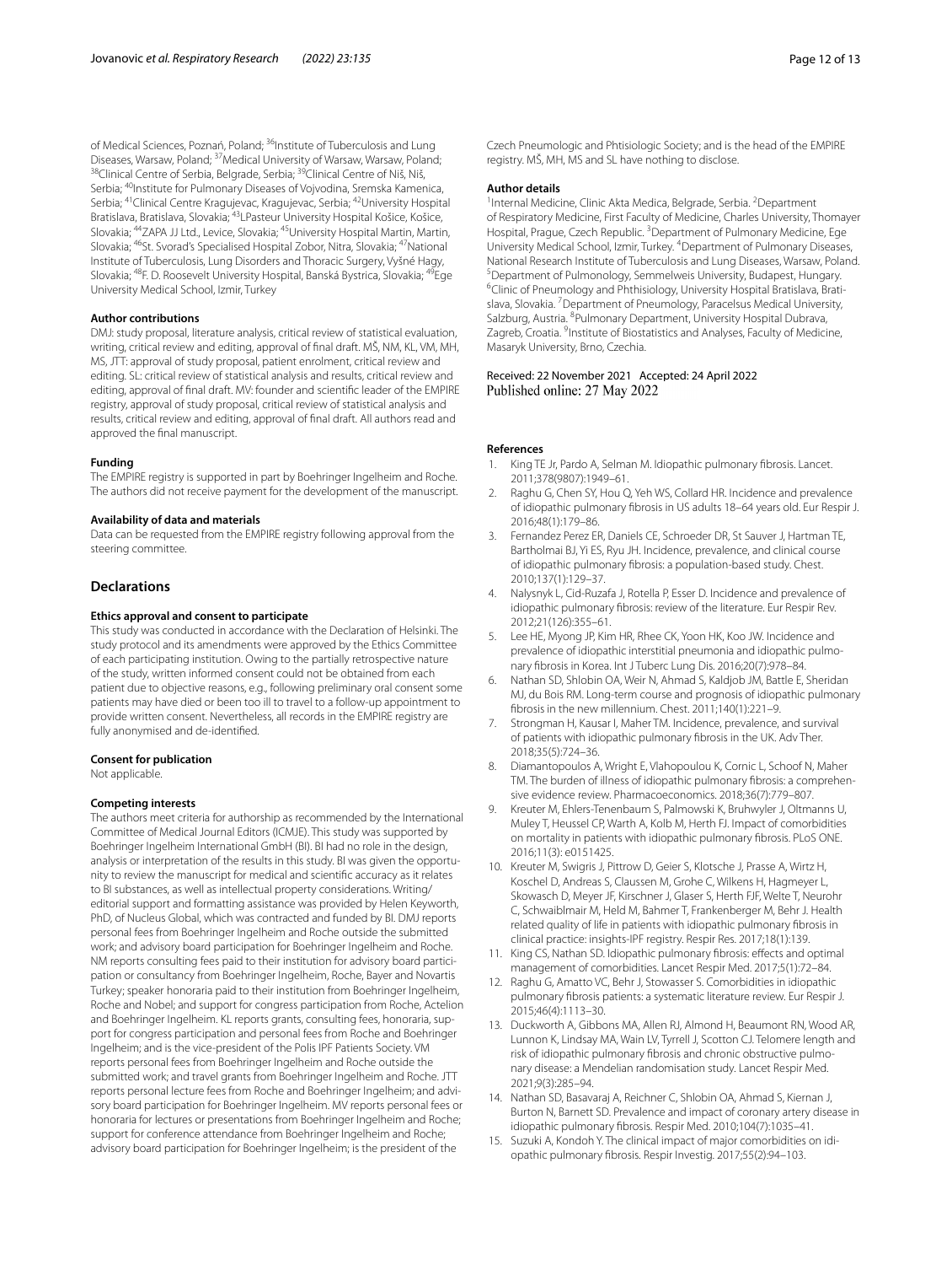of Medical Sciences, Poznań, Poland; [36]Institute of Tuberculosis and Lung Diseases, Warsaw, Poland; [37]Medical University of Warsaw, Warsaw, Poland; [38]Clinical Centre of Serbia, Belgrade, Serbia; [39]Clinical Centre of Niš, Niš, Serbia; [40]Institute for Pulmonary Diseases of Vojvodina, Sremska Kamenica, Serbia; [41]Clinical Centre Kragujevac, Kragujevac, Serbia; [42]University Hospital Bratislava, Bratislava, Slovakia; [43]LPasteur University Hospital Košice, Košice, Slovakia; [44]ZAPA JJ Ltd., Levice, Slovakia; [45]University Hospital Martin, Martin, Slovakia; [46]St. Svorad's Specialised Hospital Zobor, Nitra, Slovakia; [47]National Institute of Tuberculosis, Lung Disorders and Thoracic Surgery, Vyšné Hagy, Slovakia; [48]F. D. Roosevelt University Hospital, Banská Bystrica, Slovakia; [49]Ege University Medical School, Izmir, Turkey

#### Author contributions

DMJ: study proposal, literature analysis, critical review of statistical evaluation, writing, critical review and editing, approval of final draft. MŠ, NM, KL, VM, MH, MS, JTT: approval of study proposal, patient enrolment, critical review and editing. SL: critical review of statistical analysis and results, critical review and editing, approval of final draft. MV: founder and scientific leader of the EMPIRE registry, approval of study proposal, critical review of statistical analysis and results, critical review and editing, approval of final draft. All authors read and approved the final manuscript.

#### Funding

The EMPIRE registry is supported in part by Boehringer Ingelheim and Roche. The authors did not receive payment for the development of the manuscript.

#### Availability of data and materials

Data can be requested from the EMPIRE registry following approval from the steering committee.

## Declarations

#### Ethics approval and consent to participate

This study was conducted in accordance with the Declaration of Helsinki. The study protocol and its amendments were approved by the Ethics Committee of each participating institution. Owing to the partially retrospective nature of the study, written informed consent could not be obtained from each patient due to objective reasons, e.g., following preliminary oral consent some patients may have died or been too ill to travel to a follow-up appointment to provide written consent. Nevertheless, all records in the EMPIRE registry are fully anonymised and de-identified.

#### Consent for publication

Not applicable.

#### Competing interests

The authors meet criteria for authorship as recommended by the International Committee of Medical Journal Editors (ICMJE). This study was supported by Boehringer Ingelheim International GmbH (BI). BI had no role in the design, analysis or interpretation of the results in this study. BI was given the opportunity to review the manuscript for medical and scientific accuracy as it relates to BI substances, as well as intellectual property considerations. Writing/editorial support and formatting assistance was provided by Helen Keyworth, PhD, of Nucleus Global, which was contracted and funded by BI. DMJ reports personal fees from Boehringer Ingelheim and Roche outside the submitted work; and advisory board participation for Boehringer Ingelheim and Roche. NM reports consulting fees paid to their institution for advisory board participation or consultancy from Boehringer Ingelheim, Roche, Bayer and Novartis Turkey; speaker honoraria paid to their institution from Boehringer Ingelheim, Roche and Nobel; and support for congress participation from Roche, Actelion and Boehringer Ingelheim. KL reports grants, consulting fees, honoraria, support for congress participation and personal fees from Roche and Boehringer Ingelheim; and is the vice-president of the Polis IPF Patients Society. VM reports personal fees from Boehringer Ingelheim and Roche outside the submitted work; and travel grants from Boehringer Ingelheim and Roche. JTT reports personal lecture fees from Roche and Boehringer Ingelheim; and advisory board participation for Boehringer Ingelheim. MV reports personal fees or honoraria for lectures or presentations from Boehringer Ingelheim and Roche; support for conference attendance from Boehringer Ingelheim and Roche; advisory board participation for Boehringer Ingelheim; is the president of the Czech Pneumologic and Phtisiologic Society; and is the head of the EMPIRE registry. MŠ, MH, MS and SL have nothing to disclose.

#### Author details

[1]Internal Medicine, Clinic Akta Medica, Belgrade, Serbia. [2]Department of Respiratory Medicine, First Faculty of Medicine, Charles University, Thomayer Hospital, Prague, Czech Republic. [3]Department of Pulmonary Medicine, Ege University Medical School, Izmir, Turkey. [4]Department of Pulmonary Diseases, National Research Institute of Tuberculosis and Lung Diseases, Warsaw, Poland. [5]Department of Pulmonology, Semmelweis University, Budapest, Hungary. [6]Clinic of Pneumology and Phthisiology, University Hospital Bratislava, Bratislava, Slovakia. [7]Department of Pneumology, Paracelsus Medical University, Salzburg, Austria. [8]Pulmonary Department, University Hospital Dubrava, Zagreb, Croatia. [9]Institute of Biostatistics and Analyses, Faculty of Medicine, Masaryk University, Brno, Czechia.

Received: 22 November 2021 Accepted: 24 April 2022
Published online: 27 May 2022

#### References

1. King TE Jr, Pardo A, Selman M. Idiopathic pulmonary fibrosis. Lancet. 2011;378(9807):1949–61.
2. Raghu G, Chen SY, Hou Q, Yeh WS, Collard HR. Incidence and prevalence of idiopathic pulmonary fibrosis in US adults 18–64 years old. Eur Respir J. 2016;48(1):179–86.
3. Fernandez Perez ER, Daniels CE, Schroeder DR, St Sauver J, Hartman TE, Bartholmai BJ, Yi ES, Ryu JH. Incidence, prevalence, and clinical course of idiopathic pulmonary fibrosis: a population-based study. Chest. 2010;137(1):129–37.
4. Nalysnyk L, Cid-Ruzafa J, Rotella P, Esser D. Incidence and prevalence of idiopathic pulmonary fibrosis: review of the literature. Eur Respir Rev. 2012;21(126):355–61.
5. Lee HE, Myong JP, Kim HR, Rhee CK, Yoon HK, Koo JW. Incidence and prevalence of idiopathic interstitial pneumonia and idiopathic pulmonary fibrosis in Korea. Int J Tuberc Lung Dis. 2016;20(7):978–84.
6. Nathan SD, Shlobin OA, Weir N, Ahmad S, Kaldjob JM, Battle E, Sheridan MJ, du Bois RM. Long-term course and prognosis of idiopathic pulmonary fibrosis in the new millennium. Chest. 2011;140(1):221–9.
7. Strongman H, Kausar I, Maher TM. Incidence, prevalence, and survival of patients with idiopathic pulmonary fibrosis in the UK. Adv Ther. 2018;35(5):724–36.
8. Diamantopoulos A, Wright E, Vlahopoulou K, Cornic L, Schoof N, Maher TM. The burden of illness of idiopathic pulmonary fibrosis: a comprehensive evidence review. Pharmacoeconomics. 2018;36(7):779–807.
9. Kreuter M, Ehlers-Tenenbaum S, Palmowski K, Bruhwyler J, Oltmanns U, Muley T, Heussel CP, Warth A, Kolb M, Herth FJ. Impact of comorbidities on mortality in patients with idiopathic pulmonary fibrosis. PLoS ONE. 2016;11(3): e0151425.
10. Kreuter M, Swigris J, Pittrow D, Geier S, Klotsche J, Prasse A, Wirtz H, Koschel D, Andreas S, Claussen M, Grohe C, Wilkens H, Hagmeyer L, Skowasch D, Meyer JF, Kirschner J, Glaser S, Herth FJF, Welte T, Neurohr C, Schwaiblmair M, Held M, Bahmer T, Frankenberger M, Behr J. Health related quality of life in patients with idiopathic pulmonary fibrosis in clinical practice: insights-IPF registry. Respir Res. 2017;18(1):139.
11. King CS, Nathan SD. Idiopathic pulmonary fibrosis: effects and optimal management of comorbidities. Lancet Respir Med. 2017;5(1):72–84.
12. Raghu G, Amatto VC, Behr J, Stowasser S. Comorbidities in idiopathic pulmonary fibrosis patients: a systematic literature review. Eur Respir J. 2015;46(4):1113–30.
13. Duckworth A, Gibbons MA, Allen RJ, Almond H, Beaumont RN, Wood AR, Lunnon K, Lindsay MA, Wain LV, Tyrrell J, Scotton CJ. Telomere length and risk of idiopathic pulmonary fibrosis and chronic obstructive pulmonary disease: a Mendelian randomisation study. Lancet Respir Med. 2021;9(3):285–94.
14. Nathan SD, Basavaraj A, Reichner C, Shlobin OA, Ahmad S, Kiernan J, Burton N, Barnett SD. Prevalence and impact of coronary artery disease in idiopathic pulmonary fibrosis. Respir Med. 2010;104(7):1035–41.
15. Suzuki A, Kondoh Y. The clinical impact of major comorbidities on idiopathic pulmonary fibrosis. Respir Investig. 2017;55(2):94–103.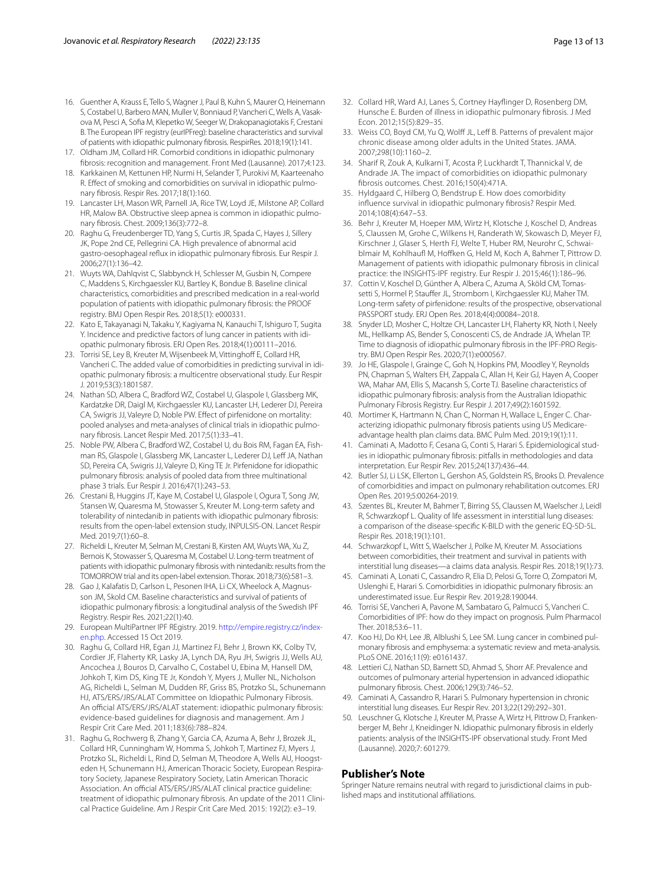16. Guenther A, Krauss E, Tello S, Wagner J, Paul B, Kuhn S, Maurer O, Heinemann S, Costabel U, Barbero MAN, Muller V, Bonniaud P, Vancheri C, Wells A, Vasakova M, Pesci A, Sofia M, Klepetko W, Seeger W, Drakopanagiotakis F, Crestani B. The European IPF registry (eurIPFreg): baseline characteristics and survival of patients with idiopathic pulmonary fibrosis. RespirRes. 2018;19(1):141.
17. Oldham JM, Collard HR. Comorbid conditions in idiopathic pulmonary fibrosis: recognition and management. Front Med (Lausanne). 2017;4:123.
18. Karkkainen M, Kettunen HP, Nurmi H, Selander T, Purokivi M, Kaarteenaho R. Effect of smoking and comorbidities on survival in idiopathic pulmonary fibrosis. Respir Res. 2017;18(1):160.
19. Lancaster LH, Mason WR, Parnell JA, Rice TW, Loyd JE, Milstone AP, Collard HR, Malow BA. Obstructive sleep apnea is common in idiopathic pulmonary fibrosis. Chest. 2009;136(3):772–8.
20. Raghu G, Freudenberger TD, Yang S, Curtis JR, Spada C, Hayes J, Sillery JK, Pope 2nd CE, Pellegrini CA. High prevalence of abnormal acid gastro-oesophageal reflux in idiopathic pulmonary fibrosis. Eur Respir J. 2006;27(1):136–42.
21. Wuyts WA, Dahlqvist C, Slabbynck H, Schlesser M, Gusbin N, Compere C, Maddens S, Kirchgaessler KU, Bartley K, Bondue B. Baseline clinical characteristics, comorbidities and prescribed medication in a real-world population of patients with idiopathic pulmonary fibrosis: the PROOF registry. BMJ Open Respir Res. 2018;5(1): e000331.
22. Kato E, Takayanagi N, Takaku Y, Kagiyama N, Kanauchi T, Ishiguro T, Sugita Y. Incidence and predictive factors of lung cancer in patients with idiopathic pulmonary fibrosis. ERJ Open Res. 2018;4(1):00111–2016.
23. Torrisi SE, Ley B, Kreuter M, Wijsenbeek M, Vittinghoff E, Collard HR, Vancheri C. The added value of comorbidities in predicting survival in idiopathic pulmonary fibrosis: a multicentre observational study. Eur Respir J. 2019;53(3):1801587.
24. Nathan SD, Albera C, Bradford WZ, Costabel U, Glaspole I, Glassberg MK, Kardatzke DR, Daigl M, Kirchgaessler KU, Lancaster LH, Lederer DJ, Pereira CA, Swigris JJ, Valeyre D, Noble PW. Effect of pirfenidone on mortality: pooled analyses and meta-analyses of clinical trials in idiopathic pulmonary fibrosis. Lancet Respir Med. 2017;5(1):33–41.
25. Noble PW, Albera C, Bradford WZ, Costabel U, du Bois RM, Fagan EA, Fishman RS, Glaspole I, Glassberg MK, Lancaster L, Lederer DJ, Leff JA, Nathan SD, Pereira CA, Swigris JJ, Valeyre D, King TE Jr. Pirfenidone for idiopathic pulmonary fibrosis: analysis of pooled data from three multinational phase 3 trials. Eur Respir J. 2016;47(1):243–53.
26. Crestani B, Huggins JT, Kaye M, Costabel U, Glaspole I, Ogura T, Song JW, Stansen W, Quaresma M, Stowasser S, Kreuter M. Long-term safety and tolerability of nintedanib in patients with idiopathic pulmonary fibrosis: results from the open-label extension study, INPULSIS-ON. Lancet Respir Med. 2019;7(1):60–8.
27. Richeldi L, Kreuter M, Selman M, Crestani B, Kirsten AM, Wuyts WA, Xu Z, Bernois K, Stowasser S, Quaresma M, Costabel U. Long-term treatment of patients with idiopathic pulmonary fibrosis with nintedanib: results from the TOMORROW trial and its open-label extension. Thorax. 2018;73(6):581–3.
28. Gao J, Kalafatis D, Carlson L, Pesonen IHA, Li CX, Wheelock A, Magnusson JM, Skold CM. Baseline characteristics and survival of patients of idiopathic pulmonary fibrosis: a longitudinal analysis of the Swedish IPF Registry. Respir Res. 2021;22(1):40.
29. European MultiPartner IPF REgistry. 2019. http://empire.registry.cz/index-en.php. Accessed 15 Oct 2019.
30. Raghu G, Collard HR, Egan JJ, Martinez FJ, Behr J, Brown KK, Colby TV, Cordier JF, Flaherty KR, Lasky JA, Lynch DA, Ryu JH, Swigris JJ, Wells AU, Ancochea J, Bouros D, Carvalho C, Costabel U, Ebina M, Hansell DM, Johkoh T, Kim DS, King TE Jr, Kondoh Y, Myers J, Muller NL, Nicholson AG, Richeldi L, Selman M, Dudden RF, Griss BS, Protzko SL, Schunemann HJ, ATS/ERS/JRS/ALAT Committee on Idiopathic Pulmonary Fibrosis. An official ATS/ERS/JRS/ALAT statement: idiopathic pulmonary fibrosis: evidence-based guidelines for diagnosis and management. Am J Respir Crit Care Med. 2011;183(6):788–824.
31. Raghu G, Rochwerg B, Zhang Y, Garcia CA, Azuma A, Behr J, Brozek JL, Collard HR, Cunningham W, Homma S, Johkoh T, Martinez FJ, Myers J, Protzko SL, Richeldi L, Rind D, Selman M, Theodore A, Wells AU, Hoogsteden H, Schunemann HJ, American Thoracic Society, European Respiratory Society, Japanese Respiratory Society, Latin American Thoracic Association. An official ATS/ERS/JRS/ALAT clinical practice guideline: treatment of idiopathic pulmonary fibrosis. An update of the 2011 Clinical Practice Guideline. Am J Respir Crit Care Med. 2015: 192(2): e3–19.
32. Collard HR, Ward AJ, Lanes S, Cortney Hayflinger D, Rosenberg DM, Hunsche E. Burden of illness in idiopathic pulmonary fibrosis. J Med Econ. 2012;15(5):829–35.
33. Weiss CO, Boyd CM, Yu Q, Wolff JL, Leff B. Patterns of prevalent major chronic disease among older adults in the United States. JAMA. 2007;298(10):1160–2.
34. Sharif R, Zouk A, Kulkarni T, Acosta P, Luckhardt T, Thannickal V, de Andrade JA. The impact of comorbidities on idiopathic pulmonary fibrosis outcomes. Chest. 2016;150(4):471A.
35. Hyldgaard C, Hilberg O, Bendstrup E. How does comorbidity influence survival in idiopathic pulmonary fibrosis? Respir Med. 2014;108(4):647–53.
36. Behr J, Kreuter M, Hoeper MM, Wirtz H, Klotsche J, Koschel D, Andreas S, Claussen M, Grohe C, Wilkens H, Randerath W, Skowasch D, Meyer FJ, Kirschner J, Glaser S, Herth FJ, Welte T, Huber RM, Neurohr C, Schwaiblmair M, Kohlhaufl M, Hoffken G, Held M, Koch A, Bahmer T, Pittrow D. Management of patients with idiopathic pulmonary fibrosis in clinical practice: the INSIGHTS-IPF registry. Eur Respir J. 2015;46(1):186–96.
37. Cottin V, Koschel D, Günther A, Albera C, Azuma A, Sköld CM, Tomassetti S, Hormel P, Stauffer JL, Strombom I, Kirchgaessler KU, Maher TM. Long-term safety of pirfenidone: results of the prospective, observational PASSPORT study. ERJ Open Res. 2018;4(4):00084–2018.
38. Snyder LD, Mosher C, Holtze CH, Lancaster LH, Flaherty KR, Noth I, Neely ML, Hellkamp AS, Bender S, Conoscenti CS, de Andrade JA, Whelan TP. Time to diagnosis of idiopathic pulmonary fibrosis in the IPF-PRO Registry. BMJ Open Respir Res. 2020;7(1):e000567.
39. Jo HE, Glaspole I, Grainge C, Goh N, Hopkins PM, Moodley Y, Reynolds PN, Chapman S, Walters EH, Zappala C, Allan H, Keir GJ, Hayen A, Cooper WA, Mahar AM, Ellis S, Macansh S, Corte TJ. Baseline characteristics of idiopathic pulmonary fibrosis: analysis from the Australian Idiopathic Pulmonary Fibrosis Registry. Eur Respir J. 2017;49(2):1601592.
40. Mortimer K, Hartmann N, Chan C, Norman H, Wallace L, Enger C. Characterizing idiopathic pulmonary fibrosis patients using US Medicare-advantage health plan claims data. BMC Pulm Med. 2019;19(1):11.
41. Caminati A, Madotto F, Cesana G, Conti S, Harari S. Epidemiological studies in idiopathic pulmonary fibrosis: pitfalls in methodologies and data interpretation. Eur Respir Rev. 2015;24(137):436–44.
42. Butler SJ, Li LSK, Ellerton L, Gershon AS, Goldstein RS, Brooks D. Prevalence of comorbidities and impact on pulmonary rehabilitation outcomes. ERJ Open Res. 2019;5:00264-2019.
43. Szentes BL, Kreuter M, Bahmer T, Birring SS, Claussen M, Waelscher J, Leidl R, Schwarzkopf L. Quality of life assessment in interstitial lung diseases: a comparison of the disease-specific K-BILD with the generic EQ-5D-5L. Respir Res. 2018;19(1):101.
44. Schwarzkopf L, Witt S, Waelscher J, Polke M, Kreuter M. Associations between comorbidities, their treatment and survival in patients with interstitial lung diseases—a claims data analysis. Respir Res. 2018;19(1):73.
45. Caminati A, Lonati C, Cassandro R, Elia D, Pelosi G, Torre O, Zompatori M, Uslenghi E, Harari S. Comorbidities in idiopathic pulmonary fibrosis: an underestimated issue. Eur Respir Rev. 2019;28:190044.
46. Torrisi SE, Vancheri A, Pavone M, Sambataro G, Palmucci S, Vancheri C. Comorbidities of IPF: how do they impact on prognosis. Pulm Pharmacol Ther. 2018;53:6–11.
47. Koo HJ, Do KH, Lee JB, Alblushi S, Lee SM. Lung cancer in combined pulmonary fibrosis and emphysema: a systematic review and meta-analysis. PLoS ONE. 2016;11(9): e0161437.
48. Lettieri CJ, Nathan SD, Barnett SD, Ahmad S, Shorr AF. Prevalence and outcomes of pulmonary arterial hypertension in advanced idiopathic pulmonary fibrosis. Chest. 2006;129(3):746–52.
49. Caminati A, Cassandro R, Harari S. Pulmonary hypertension in chronic interstitial lung diseases. Eur Respir Rev. 2013;22(129):292–301.
50. Leuschner G, Klotsche J, Kreuter M, Prasse A, Wirtz H, Pittrow D, Frankenberger M, Behr J, Kneidinger N. Idiopathic pulmonary fibrosis in elderly patients: analysis of the INSIGHTS-IPF observational study. Front Med (Lausanne). 2020;7: 601279.

## Publisher's Note

Springer Nature remains neutral with regard to jurisdictional claims in published maps and institutional affiliations.